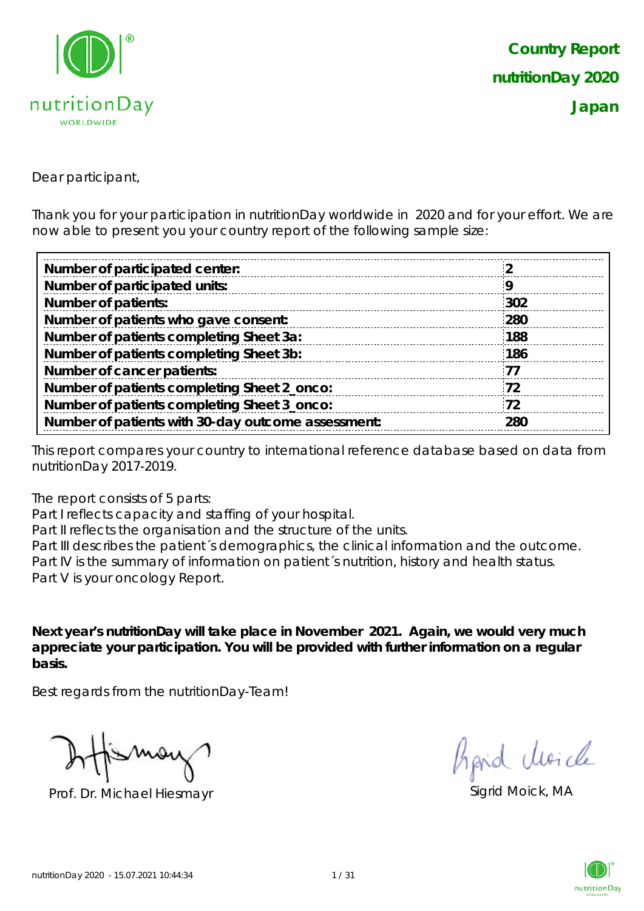# Country Report nutritionDay 2020 Japan

Dear participant,

Thank you for your participation in nutritionDay worldwide in 2020 and for your effort. We are now able to present you your country report of the following sample size:

| | |
|---|---|
| **Number of participated center:** | **2** |
| **Number of participated units:** | **9** |
| **Number of patients:** | **302** |
| **Number of patients who gave consent:** | **280** |
| **Number of patients completing Sheet 3a:** | **188** |
| **Number of patients completing Sheet 3b:** | **186** |
| **Number of cancer patients:** | **77** |
| **Number of patients completing Sheet 2_onco:** | **72** |
| **Number of patients completing Sheet 3_onco:** | **72** |
| **Number of patients with 30-day outcome assessment:** | **280** |

This report compares your country to international reference database based on data from nutritionDay 2017-2019.

The report consists of 5 parts:
Part I reflects capacity and staffing of your hospital.
Part II reflects the organisation and the structure of the units.
Part III describes the patient´s demographics, the clinical information and the outcome.
Part IV is the summary of information on patient´s nutrition, history and health status.
Part V is your oncology Report.

**Next year's nutritionDay will take place in November 2021. Again, we would very much appreciate your participation. You will be provided with further information on a regular basis.**

Best regards from the nutritionDay-Team!

Prof. Dr. Michael Hiesmayr

Sigrid Moick, MA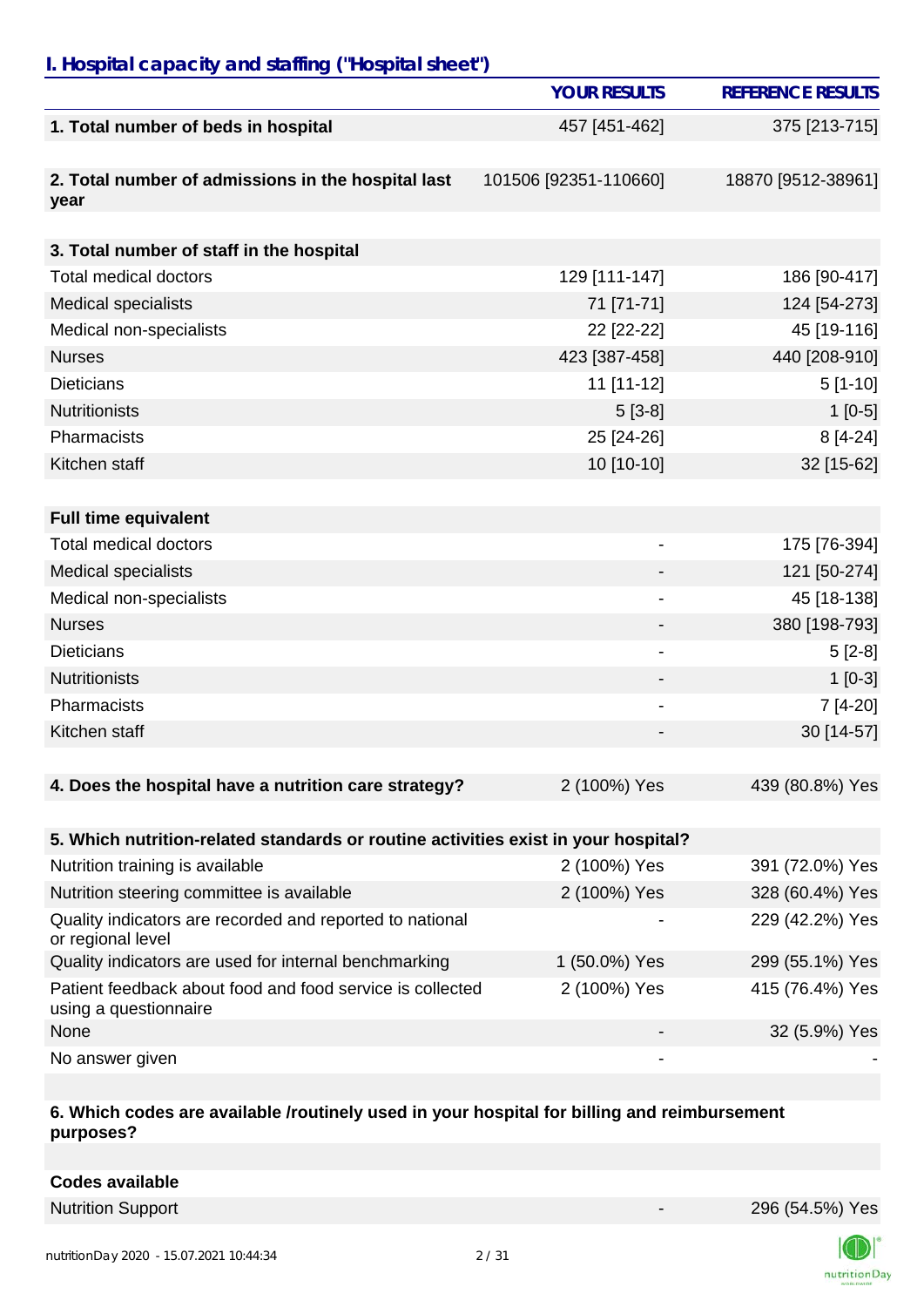## *I. Hospital capacity and staffing ("Hospital sheet")*

| | YOUR RESULTS | REFERENCE RESULTS |
|---|---|---|
| **1. Total number of beds in hospital** | 457 [451-462] | 375 [213-715] |
| | | |
| **2. Total number of admissions in the hospital last year** | 101506 [92351-110660] | 18870 [9512-38961] |
| | | |
| **3. Total number of staff in the hospital** | | |
| Total medical doctors | 129 [111-147] | 186 [90-417] |
| Medical specialists | 71 [71-71] | 124 [54-273] |
| Medical non-specialists | 22 [22-22] | 45 [19-116] |
| Nurses | 423 [387-458] | 440 [208-910] |
| Dieticians | 11 [11-12] | 5 [1-10] |
| Nutritionists | 5 [3-8] | 1 [0-5] |
| Pharmacists | 25 [24-26] | 8 [4-24] |
| Kitchen staff | 10 [10-10] | 32 [15-62] |
| | | |
| **Full time equivalent** | | |
| Total medical doctors | - | 175 [76-394] |
| Medical specialists | - | 121 [50-274] |
| Medical non-specialists | - | 45 [18-138] |
| Nurses | - | 380 [198-793] |
| Dieticians | - | 5 [2-8] |
| Nutritionists | - | 1 [0-3] |
| Pharmacists | - | 7 [4-20] |
| Kitchen staff | - | 30 [14-57] |
| | | |
| **4. Does the hospital have a nutrition care strategy?** | 2 (100%) Yes | 439 (80.8%) Yes |
| | | |
| **5. Which nutrition-related standards or routine activities exist in your hospital?** | | |
| Nutrition training is available | 2 (100%) Yes | 391 (72.0%) Yes |
| Nutrition steering committee is available | 2 (100%) Yes | 328 (60.4%) Yes |
| Quality indicators are recorded and reported to national or regional level | - | 229 (42.2%) Yes |
| Quality indicators are used for internal benchmarking | 1 (50.0%) Yes | 299 (55.1%) Yes |
| Patient feedback about food and food service is collected using a questionnaire | 2 (100%) Yes | 415 (76.4%) Yes |
| None | - | 32 (5.9%) Yes |
| No answer given | - | - |
| | | |
| **6. Which codes are available /routinely used in your hospital for billing and reimbursement purposes?** | | |
| | | |
| **Codes available** | | |
| Nutrition Support | - | 296 (54.5%) Yes |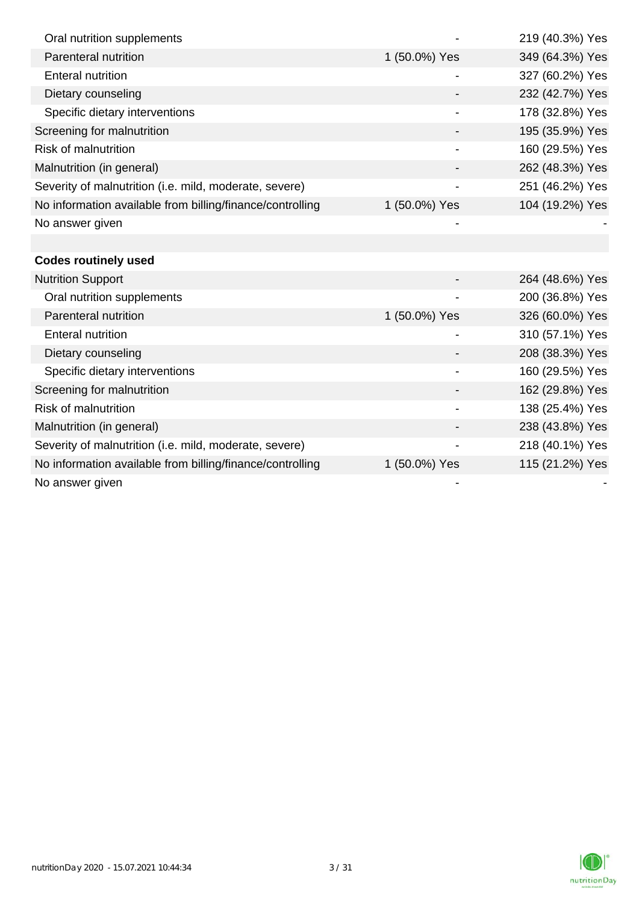| | | |
|---|---|---|
| Oral nutrition supplements | - | 219 (40.3%) Yes |
| Parenteral nutrition | 1 (50.0%) Yes | 349 (64.3%) Yes |
| Enteral nutrition | - | 327 (60.2%) Yes |
| Dietary counseling | - | 232 (42.7%) Yes |
| Specific dietary interventions | - | 178 (32.8%) Yes |
| Screening for malnutrition | - | 195 (35.9%) Yes |
| Risk of malnutrition | - | 160 (29.5%) Yes |
| Malnutrition (in general) | - | 262 (48.3%) Yes |
| Severity of malnutrition (i.e. mild, moderate, severe) | - | 251 (46.2%) Yes |
| No information available from billing/finance/controlling | 1 (50.0%) Yes | 104 (19.2%) Yes |
| No answer given | - | - |
| | | |
| **Codes routinely used** | | |
| Nutrition Support | - | 264 (48.6%) Yes |
| Oral nutrition supplements | - | 200 (36.8%) Yes |
| Parenteral nutrition | 1 (50.0%) Yes | 326 (60.0%) Yes |
| Enteral nutrition | - | 310 (57.1%) Yes |
| Dietary counseling | - | 208 (38.3%) Yes |
| Specific dietary interventions | - | 160 (29.5%) Yes |
| Screening for malnutrition | - | 162 (29.8%) Yes |
| Risk of malnutrition | - | 138 (25.4%) Yes |
| Malnutrition (in general) | - | 238 (43.8%) Yes |
| Severity of malnutrition (i.e. mild, moderate, severe) | - | 218 (40.1%) Yes |
| No information available from billing/finance/controlling | 1 (50.0%) Yes | 115 (21.2%) Yes |
| No answer given | - | - |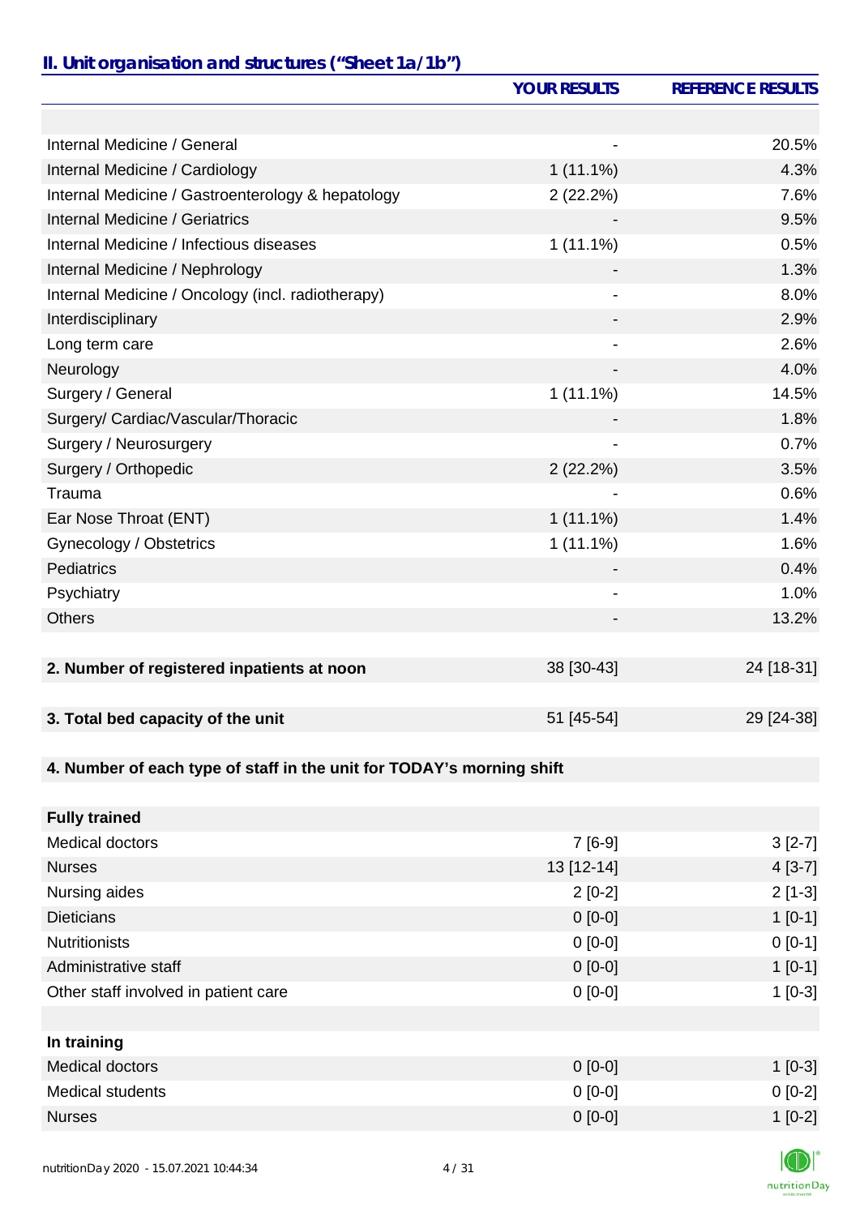## II. Unit organisation and structures ("Sheet 1a/1b")

| | YOUR RESULTS | REFERENCE RESULTS |
|---|---|---|
| | | |
| Internal Medicine / General | - | 20.5% |
| Internal Medicine / Cardiology | 1 (11.1%) | 4.3% |
| Internal Medicine / Gastroenterology & hepatology | 2 (22.2%) | 7.6% |
| Internal Medicine / Geriatrics | - | 9.5% |
| Internal Medicine / Infectious diseases | 1 (11.1%) | 0.5% |
| Internal Medicine / Nephrology | - | 1.3% |
| Internal Medicine / Oncology (incl. radiotherapy) | - | 8.0% |
| Interdisciplinary | - | 2.9% |
| Long term care | - | 2.6% |
| Neurology | - | 4.0% |
| Surgery / General | 1 (11.1%) | 14.5% |
| Surgery/ Cardiac/Vascular/Thoracic | - | 1.8% |
| Surgery / Neurosurgery | - | 0.7% |
| Surgery / Orthopedic | 2 (22.2%) | 3.5% |
| Trauma | - | 0.6% |
| Ear Nose Throat (ENT) | 1 (11.1%) | 1.4% |
| Gynecology / Obstetrics | 1 (11.1%) | 1.6% |
| Pediatrics | - | 0.4% |
| Psychiatry | - | 1.0% |
| Others | - | 13.2% |
| | | |
| **2. Number of registered inpatients at noon** | 38 [30-43] | 24 [18-31] |
| | | |
| **3. Total bed capacity of the unit** | 51 [45-54] | 29 [24-38] |
| | | |
| **4. Number of each type of staff in the unit for TODAY's morning shift** | | |
| | | |
| **Fully trained** | | |
| Medical doctors | 7 [6-9] | 3 [2-7] |
| Nurses | 13 [12-14] | 4 [3-7] |
| Nursing aides | 2 [0-2] | 2 [1-3] |
| Dieticians | 0 [0-0] | 1 [0-1] |
| Nutritionists | 0 [0-0] | 0 [0-1] |
| Administrative staff | 0 [0-0] | 1 [0-1] |
| Other staff involved in patient care | 0 [0-0] | 1 [0-3] |
| | | |
| **In training** | | |
| Medical doctors | 0 [0-0] | 1 [0-3] |
| Medical students | 0 [0-0] | 0 [0-2] |
| Nurses | 0 [0-0] | 1 [0-2] |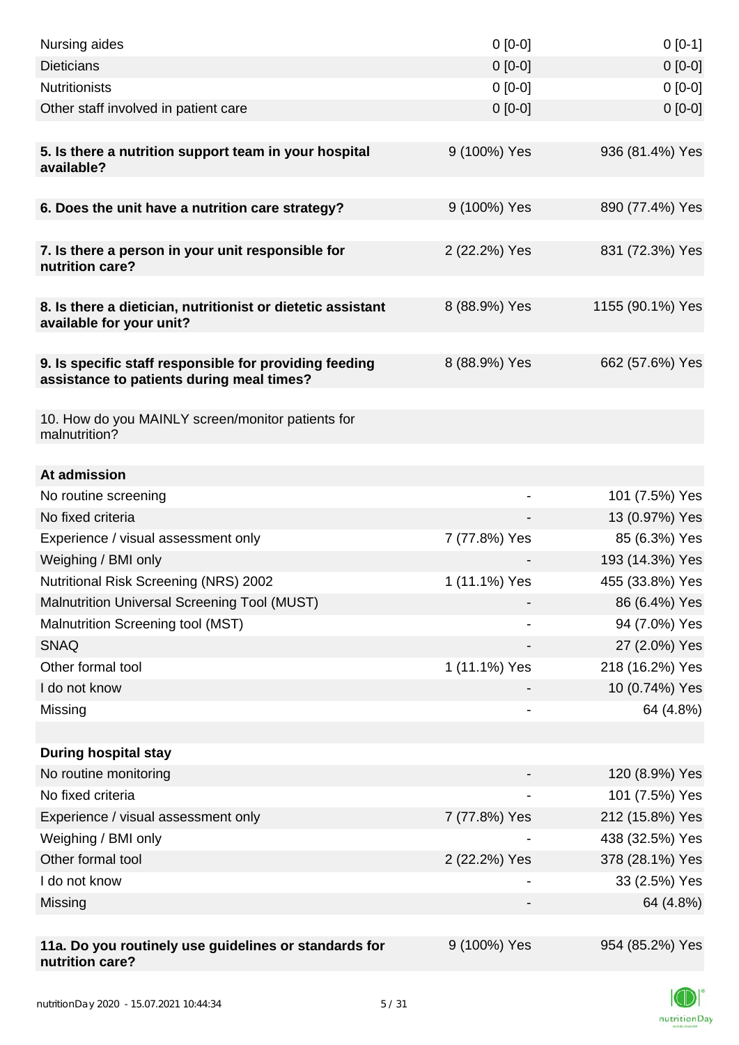| | | |
|---|---|---|
| Nursing aides | 0 [0-0] | 0 [0-1] |
| Dieticians | 0 [0-0] | 0 [0-0] |
| Nutritionists | 0 [0-0] | 0 [0-0] |
| Other staff involved in patient care | 0 [0-0] | 0 [0-0] |
| | | |
| **5. Is there a nutrition support team in your hospital available?** | 9 (100%) Yes | 936 (81.4%) Yes |
| | | |
| **6. Does the unit have a nutrition care strategy?** | 9 (100%) Yes | 890 (77.4%) Yes |
| | | |
| **7. Is there a person in your unit responsible for nutrition care?** | 2 (22.2%) Yes | 831 (72.3%) Yes |
| | | |
| **8. Is there a dietician, nutritionist or dietetic assistant available for your unit?** | 8 (88.9%) Yes | 1155 (90.1%) Yes |
| | | |
| **9. Is specific staff responsible for providing feeding assistance to patients during meal times?** | 8 (88.9%) Yes | 662 (57.6%) Yes |
| | | |
| 10. How do you MAINLY screen/monitor patients for malnutrition? | | |
| | | |
| **At admission** | | |
| No routine screening | - | 101 (7.5%) Yes |
| No fixed criteria | - | 13 (0.97%) Yes |
| Experience / visual assessment only | 7 (77.8%) Yes | 85 (6.3%) Yes |
| Weighing / BMI only | - | 193 (14.3%) Yes |
| Nutritional Risk Screening (NRS) 2002 | 1 (11.1%) Yes | 455 (33.8%) Yes |
| Malnutrition Universal Screening Tool (MUST) | - | 86 (6.4%) Yes |
| Malnutrition Screening tool (MST) | - | 94 (7.0%) Yes |
| SNAQ | - | 27 (2.0%) Yes |
| Other formal tool | 1 (11.1%) Yes | 218 (16.2%) Yes |
| I do not know | - | 10 (0.74%) Yes |
| Missing | - | 64 (4.8%) |
| | | |
| **During hospital stay** | | |
| No routine monitoring | - | 120 (8.9%) Yes |
| No fixed criteria | - | 101 (7.5%) Yes |
| Experience / visual assessment only | 7 (77.8%) Yes | 212 (15.8%) Yes |
| Weighing / BMI only | - | 438 (32.5%) Yes |
| Other formal tool | 2 (22.2%) Yes | 378 (28.1%) Yes |
| I do not know | - | 33 (2.5%) Yes |
| Missing | - | 64 (4.8%) |
| | | |
| **11a. Do you routinely use guidelines or standards for nutrition care?** | 9 (100%) Yes | 954 (85.2%) Yes |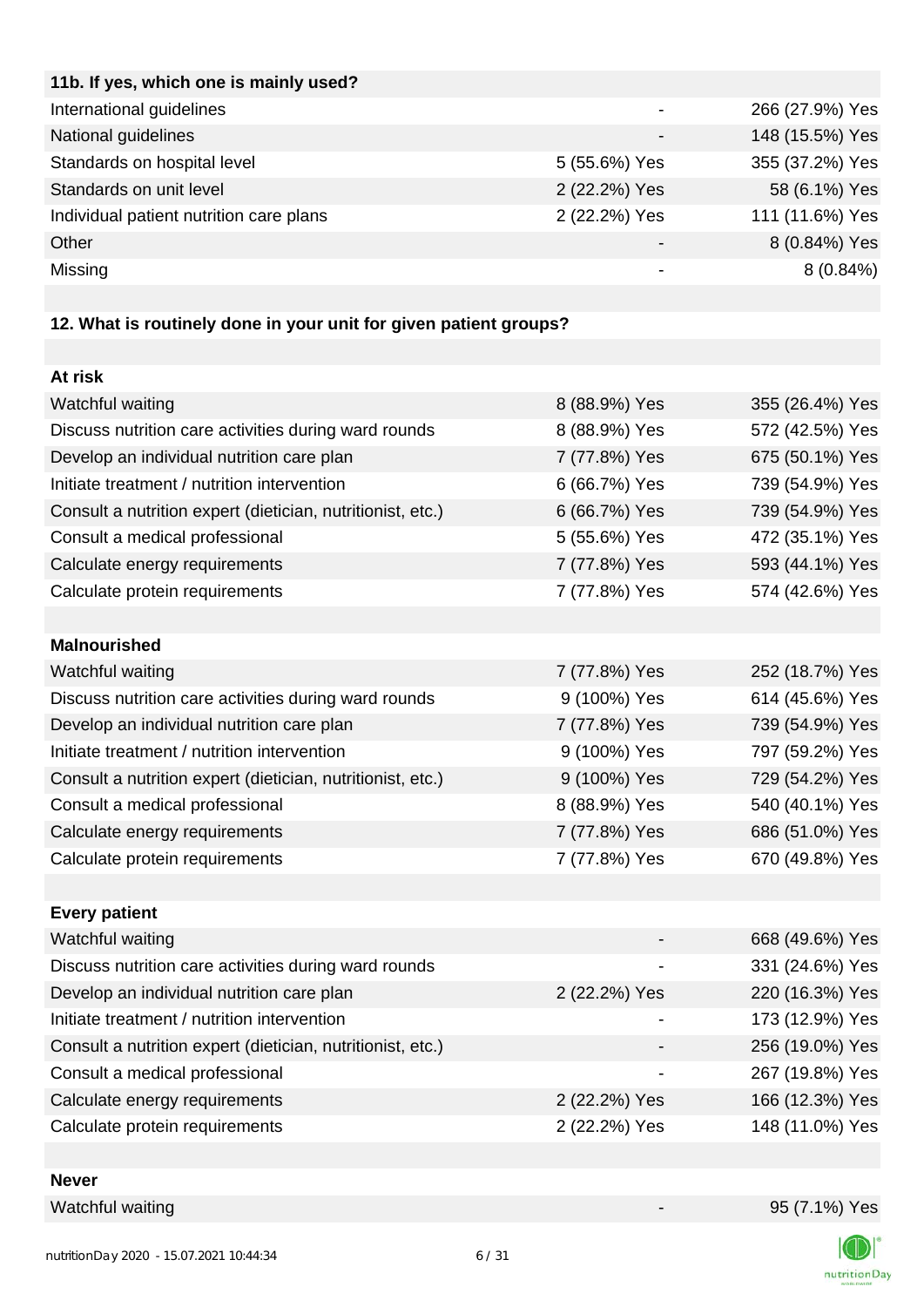| **11b. If yes, which one is mainly used?** | | |
|---|---|---|
| International guidelines | - | 266 (27.9%) Yes |
| National guidelines | - | 148 (15.5%) Yes |
| Standards on hospital level | 5 (55.6%) Yes | 355 (37.2%) Yes |
| Standards on unit level | 2 (22.2%) Yes | 58 (6.1%) Yes |
| Individual patient nutrition care plans | 2 (22.2%) Yes | 111 (11.6%) Yes |
| Other | - | 8 (0.84%) Yes |
| Missing | - | 8 (0.84%) |

**12. What is routinely done in your unit for given patient groups?**

| **At risk** | | |
|---|---|---|
| Watchful waiting | 8 (88.9%) Yes | 355 (26.4%) Yes |
| Discuss nutrition care activities during ward rounds | 8 (88.9%) Yes | 572 (42.5%) Yes |
| Develop an individual nutrition care plan | 7 (77.8%) Yes | 675 (50.1%) Yes |
| Initiate treatment / nutrition intervention | 6 (66.7%) Yes | 739 (54.9%) Yes |
| Consult a nutrition expert (dietician, nutritionist, etc.) | 6 (66.7%) Yes | 739 (54.9%) Yes |
| Consult a medical professional | 5 (55.6%) Yes | 472 (35.1%) Yes |
| Calculate energy requirements | 7 (77.8%) Yes | 593 (44.1%) Yes |
| Calculate protein requirements | 7 (77.8%) Yes | 574 (42.6%) Yes |
| | | |
| **Malnourished** | | |
| Watchful waiting | 7 (77.8%) Yes | 252 (18.7%) Yes |
| Discuss nutrition care activities during ward rounds | 9 (100%) Yes | 614 (45.6%) Yes |
| Develop an individual nutrition care plan | 7 (77.8%) Yes | 739 (54.9%) Yes |
| Initiate treatment / nutrition intervention | 9 (100%) Yes | 797 (59.2%) Yes |
| Consult a nutrition expert (dietician, nutritionist, etc.) | 9 (100%) Yes | 729 (54.2%) Yes |
| Consult a medical professional | 8 (88.9%) Yes | 540 (40.1%) Yes |
| Calculate energy requirements | 7 (77.8%) Yes | 686 (51.0%) Yes |
| Calculate protein requirements | 7 (77.8%) Yes | 670 (49.8%) Yes |
| | | |
| **Every patient** | | |
| Watchful waiting | - | 668 (49.6%) Yes |
| Discuss nutrition care activities during ward rounds | - | 331 (24.6%) Yes |
| Develop an individual nutrition care plan | 2 (22.2%) Yes | 220 (16.3%) Yes |
| Initiate treatment / nutrition intervention | - | 173 (12.9%) Yes |
| Consult a nutrition expert (dietician, nutritionist, etc.) | - | 256 (19.0%) Yes |
| Consult a medical professional | - | 267 (19.8%) Yes |
| Calculate energy requirements | 2 (22.2%) Yes | 166 (12.3%) Yes |
| Calculate protein requirements | 2 (22.2%) Yes | 148 (11.0%) Yes |
| | | |
| **Never** | | |
| Watchful waiting | - | 95 (7.1%) Yes |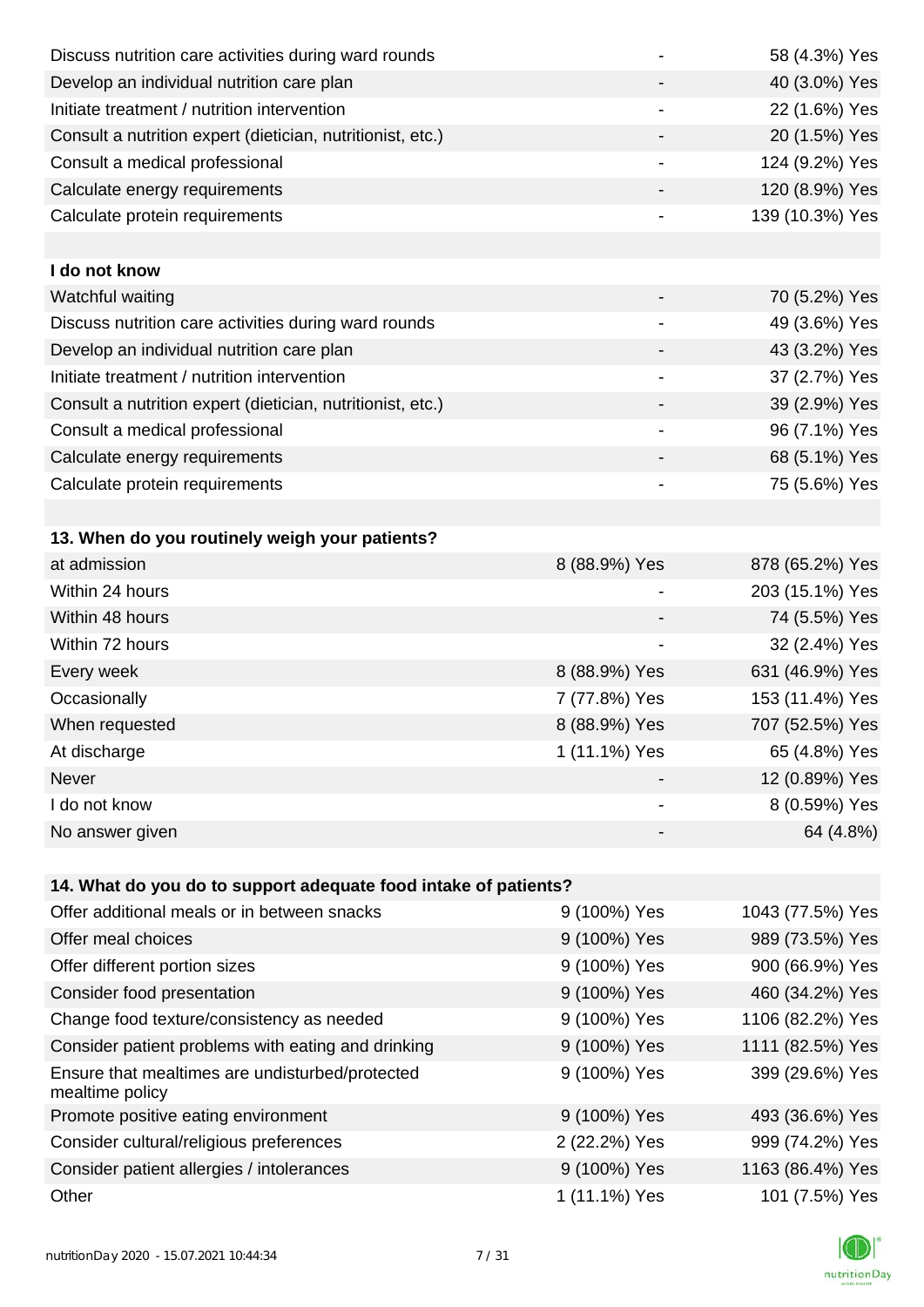| | | |
|---|---|---|
| Discuss nutrition care activities during ward rounds | - | 58 (4.3%) Yes |
| Develop an individual nutrition care plan | - | 40 (3.0%) Yes |
| Initiate treatment / nutrition intervention | - | 22 (1.6%) Yes |
| Consult a nutrition expert (dietician, nutritionist, etc.) | - | 20 (1.5%) Yes |
| Consult a medical professional | - | 124 (9.2%) Yes |
| Calculate energy requirements | - | 120 (8.9%) Yes |
| Calculate protein requirements | - | 139 (10.3%) Yes |

| **I do not know** | | |
|---|---|---|
| Watchful waiting | - | 70 (5.2%) Yes |
| Discuss nutrition care activities during ward rounds | - | 49 (3.6%) Yes |
| Develop an individual nutrition care plan | - | 43 (3.2%) Yes |
| Initiate treatment / nutrition intervention | - | 37 (2.7%) Yes |
| Consult a nutrition expert (dietician, nutritionist, etc.) | - | 39 (2.9%) Yes |
| Consult a medical professional | - | 96 (7.1%) Yes |
| Calculate energy requirements | - | 68 (5.1%) Yes |
| Calculate protein requirements | - | 75 (5.6%) Yes |

| **13. When do you routinely weigh your patients?** | | |
|---|---|---|
| at admission | 8 (88.9%) Yes | 878 (65.2%) Yes |
| Within 24 hours | - | 203 (15.1%) Yes |
| Within 48 hours | - | 74 (5.5%) Yes |
| Within 72 hours | - | 32 (2.4%) Yes |
| Every week | 8 (88.9%) Yes | 631 (46.9%) Yes |
| Occasionally | 7 (77.8%) Yes | 153 (11.4%) Yes |
| When requested | 8 (88.9%) Yes | 707 (52.5%) Yes |
| At discharge | 1 (11.1%) Yes | 65 (4.8%) Yes |
| Never | - | 12 (0.89%) Yes |
| I do not know | - | 8 (0.59%) Yes |
| No answer given | - | 64 (4.8%) |

| **14. What do you do to support adequate food intake of patients?** | | |
|---|---|---|
| Offer additional meals or in between snacks | 9 (100%) Yes | 1043 (77.5%) Yes |
| Offer meal choices | 9 (100%) Yes | 989 (73.5%) Yes |
| Offer different portion sizes | 9 (100%) Yes | 900 (66.9%) Yes |
| Consider food presentation | 9 (100%) Yes | 460 (34.2%) Yes |
| Change food texture/consistency as needed | 9 (100%) Yes | 1106 (82.2%) Yes |
| Consider patient problems with eating and drinking | 9 (100%) Yes | 1111 (82.5%) Yes |
| Ensure that mealtimes are undisturbed/protected mealtime policy | 9 (100%) Yes | 399 (29.6%) Yes |
| Promote positive eating environment | 9 (100%) Yes | 493 (36.6%) Yes |
| Consider cultural/religious preferences | 2 (22.2%) Yes | 999 (74.2%) Yes |
| Consider patient allergies / intolerances | 9 (100%) Yes | 1163 (86.4%) Yes |
| Other | 1 (11.1%) Yes | 101 (7.5%) Yes |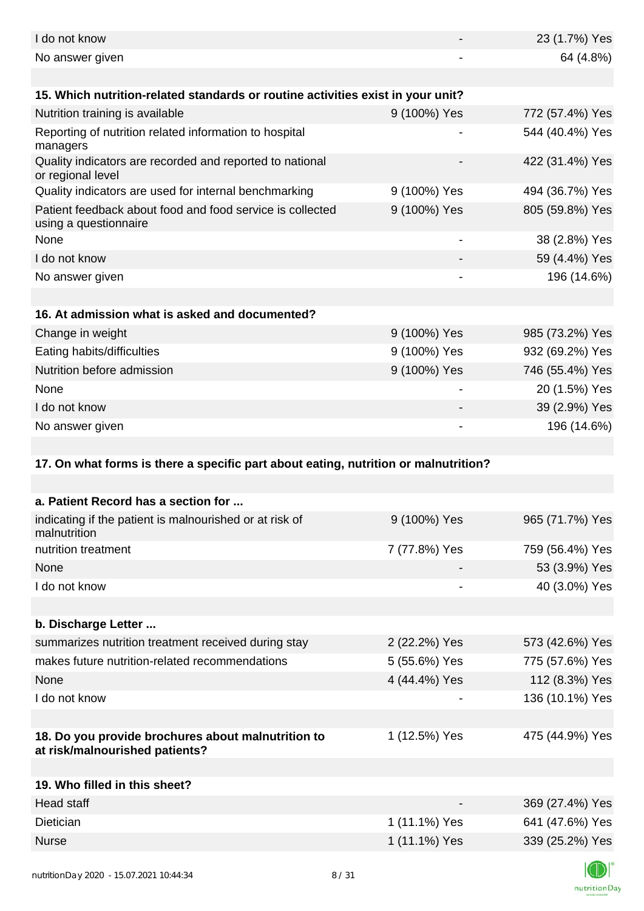| | | |
|---|---|---|
| I do not know | - | 23 (1.7%) Yes |
| No answer given | - | 64 (4.8%) |

| 15. Which nutrition-related standards or routine activities exist in your unit? | | |
|---|---|---|
| Nutrition training is available | 9 (100%) Yes | 772 (57.4%) Yes |
| Reporting of nutrition related information to hospital managers | - | 544 (40.4%) Yes |
| Quality indicators are recorded and reported to national or regional level | - | 422 (31.4%) Yes |
| Quality indicators are used for internal benchmarking | 9 (100%) Yes | 494 (36.7%) Yes |
| Patient feedback about food and food service is collected using a questionnaire | 9 (100%) Yes | 805 (59.8%) Yes |
| None | - | 38 (2.8%) Yes |
| I do not know | - | 59 (4.4%) Yes |
| No answer given | - | 196 (14.6%) |

| 16. At admission what is asked and documented? | | |
|---|---|---|
| Change in weight | 9 (100%) Yes | 985 (73.2%) Yes |
| Eating habits/difficulties | 9 (100%) Yes | 932 (69.2%) Yes |
| Nutrition before admission | 9 (100%) Yes | 746 (55.4%) Yes |
| None | - | 20 (1.5%) Yes |
| I do not know | - | 39 (2.9%) Yes |
| No answer given | - | 196 (14.6%) |

**17. On what forms is there a specific part about eating, nutrition or malnutrition?**

| a. Patient Record has a section for ... | | |
|---|---|---|
| indicating if the patient is malnourished or at risk of malnutrition | 9 (100%) Yes | 965 (71.7%) Yes |
| nutrition treatment | 7 (77.8%) Yes | 759 (56.4%) Yes |
| None | - | 53 (3.9%) Yes |
| I do not know | - | 40 (3.0%) Yes |

| b. Discharge Letter ... | | |
|---|---|---|
| summarizes nutrition treatment received during stay | 2 (22.2%) Yes | 573 (42.6%) Yes |
| makes future nutrition-related recommendations | 5 (55.6%) Yes | 775 (57.6%) Yes |
| None | 4 (44.4%) Yes | 112 (8.3%) Yes |
| I do not know | - | 136 (10.1%) Yes |

| 18. Do you provide brochures about malnutrition to at risk/malnourished patients? | 1 (12.5%) Yes | 475 (44.9%) Yes |
|---|---|---|

| 19. Who filled in this sheet? | | |
|---|---|---|
| Head staff | - | 369 (27.4%) Yes |
| Dietician | 1 (11.1%) Yes | 641 (47.6%) Yes |
| Nurse | 1 (11.1%) Yes | 339 (25.2%) Yes |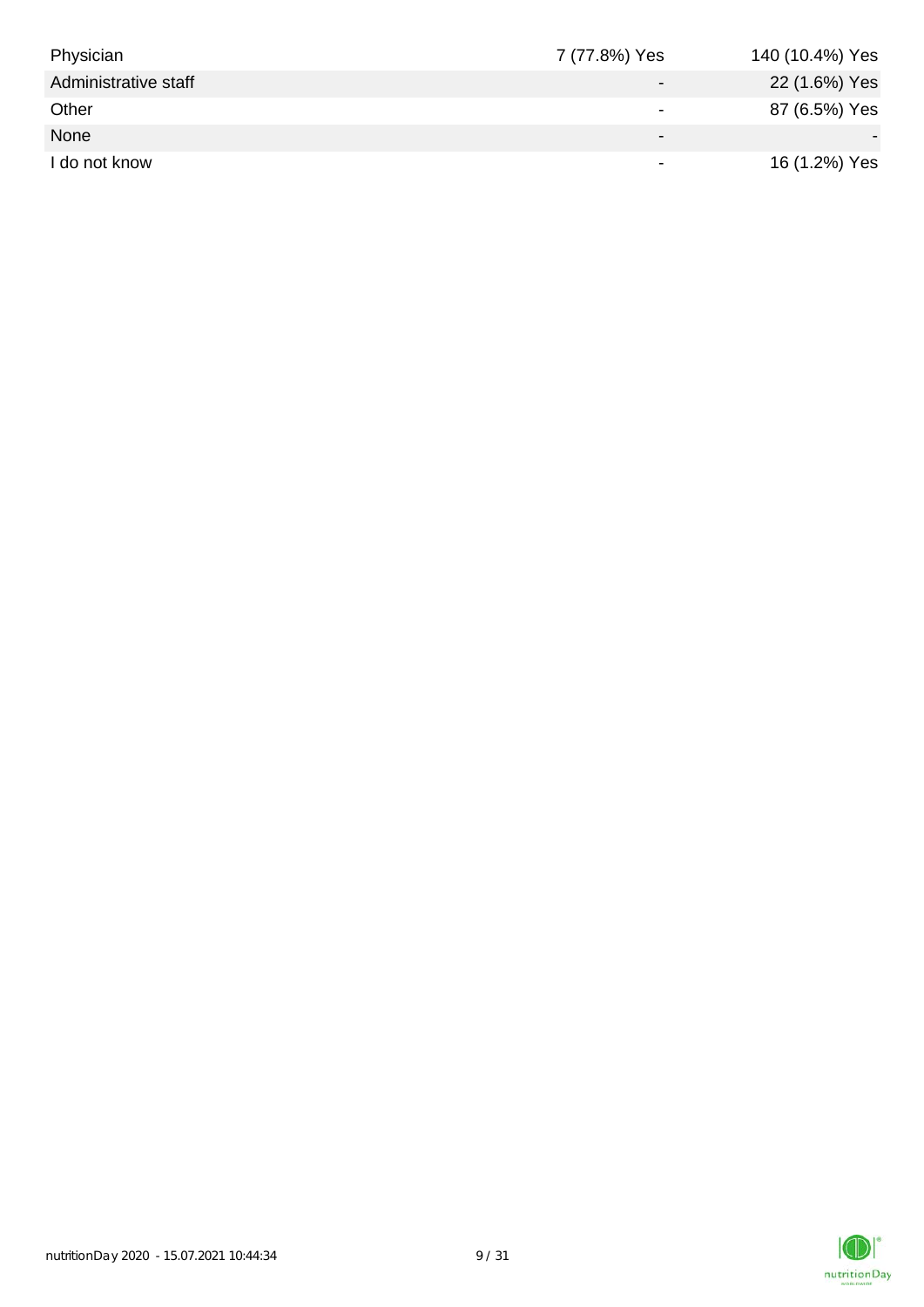| | | |
|---|---|---|
| Physician | 7 (77.8%) Yes | 140 (10.4%) Yes |
| Administrative staff | - | 22 (1.6%) Yes |
| Other | - | 87 (6.5%) Yes |
| None | - | - |
| I do not know | - | 16 (1.2%) Yes |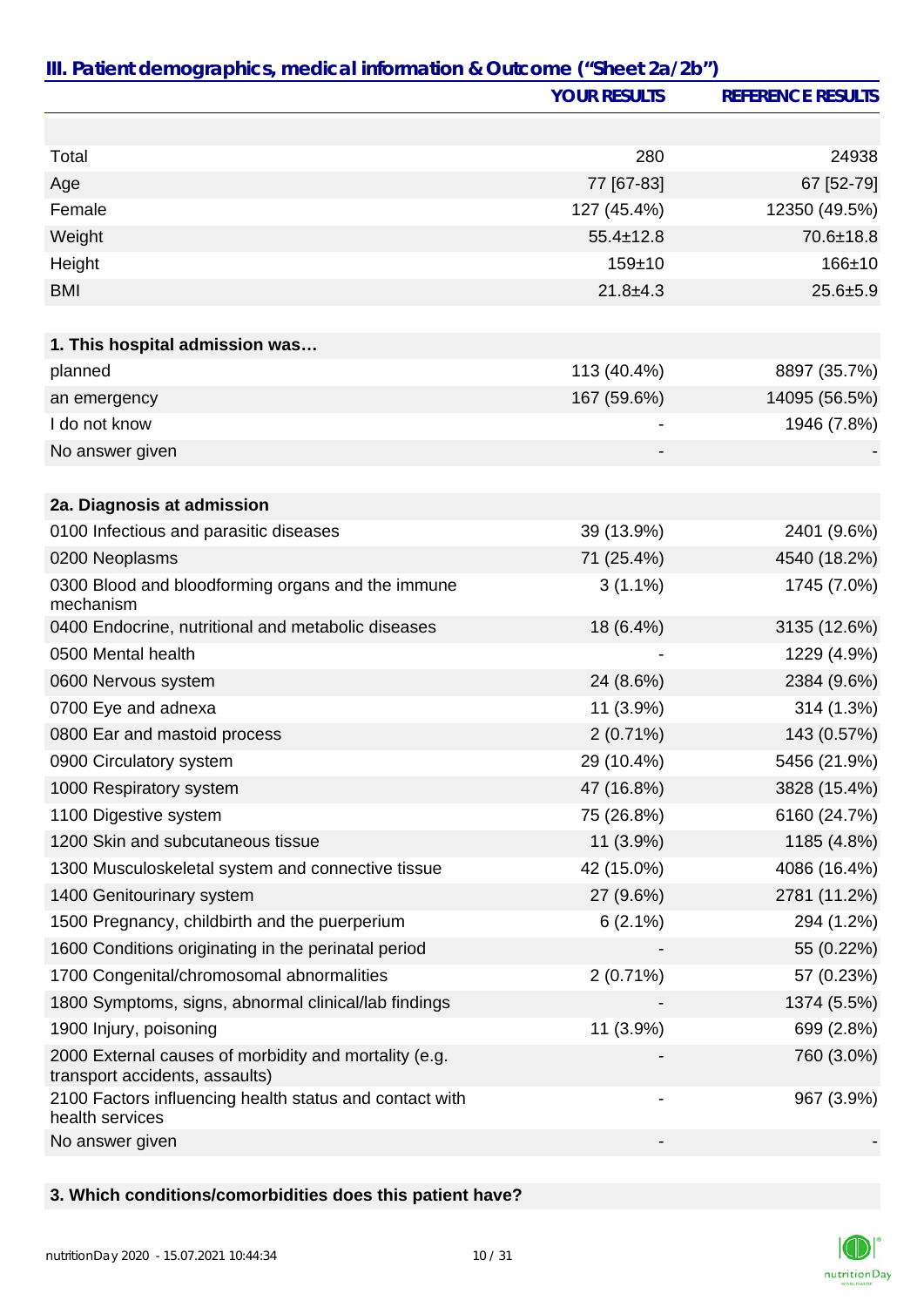## III. Patient demographics, medical information & Outcome ("Sheet 2a/2b")

| | YOUR RESULTS | REFERENCE RESULTS |
|---|---|---|
| | | |
| Total | 280 | 24938 |
| Age | 77 [67-83] | 67 [52-79] |
| Female | 127 (45.4%) | 12350 (49.5%) |
| Weight | 55.4±12.8 | 70.6±18.8 |
| Height | 159±10 | 166±10 |
| BMI | 21.8±4.3 | 25.6±5.9 |
| | | |
| **1. This hospital admission was…** | | |
| planned | 113 (40.4%) | 8897 (35.7%) |
| an emergency | 167 (59.6%) | 14095 (56.5%) |
| I do not know | - | 1946 (7.8%) |
| No answer given | - | - |
| | | |
| **2a. Diagnosis at admission** | | |
| 0100 Infectious and parasitic diseases | 39 (13.9%) | 2401 (9.6%) |
| 0200 Neoplasms | 71 (25.4%) | 4540 (18.2%) |
| 0300 Blood and bloodforming organs and the immune mechanism | 3 (1.1%) | 1745 (7.0%) |
| 0400 Endocrine, nutritional and metabolic diseases | 18 (6.4%) | 3135 (12.6%) |
| 0500 Mental health | - | 1229 (4.9%) |
| 0600 Nervous system | 24 (8.6%) | 2384 (9.6%) |
| 0700 Eye and adnexa | 11 (3.9%) | 314 (1.3%) |
| 0800 Ear and mastoid process | 2 (0.71%) | 143 (0.57%) |
| 0900 Circulatory system | 29 (10.4%) | 5456 (21.9%) |
| 1000 Respiratory system | 47 (16.8%) | 3828 (15.4%) |
| 1100 Digestive system | 75 (26.8%) | 6160 (24.7%) |
| 1200 Skin and subcutaneous tissue | 11 (3.9%) | 1185 (4.8%) |
| 1300 Musculoskeletal system and connective tissue | 42 (15.0%) | 4086 (16.4%) |
| 1400 Genitourinary system | 27 (9.6%) | 2781 (11.2%) |
| 1500 Pregnancy, childbirth and the puerperium | 6 (2.1%) | 294 (1.2%) |
| 1600 Conditions originating in the perinatal period | - | 55 (0.22%) |
| 1700 Congenital/chromosomal abnormalities | 2 (0.71%) | 57 (0.23%) |
| 1800 Symptoms, signs, abnormal clinical/lab findings | - | 1374 (5.5%) |
| 1900 Injury, poisoning | 11 (3.9%) | 699 (2.8%) |
| 2000 External causes of morbidity and mortality (e.g. transport accidents, assaults) | - | 760 (3.0%) |
| 2100 Factors influencing health status and contact with health services | - | 967 (3.9%) |
| No answer given | - | - |
| | | |
| **3. Which conditions/comorbidities does this patient have?** | | |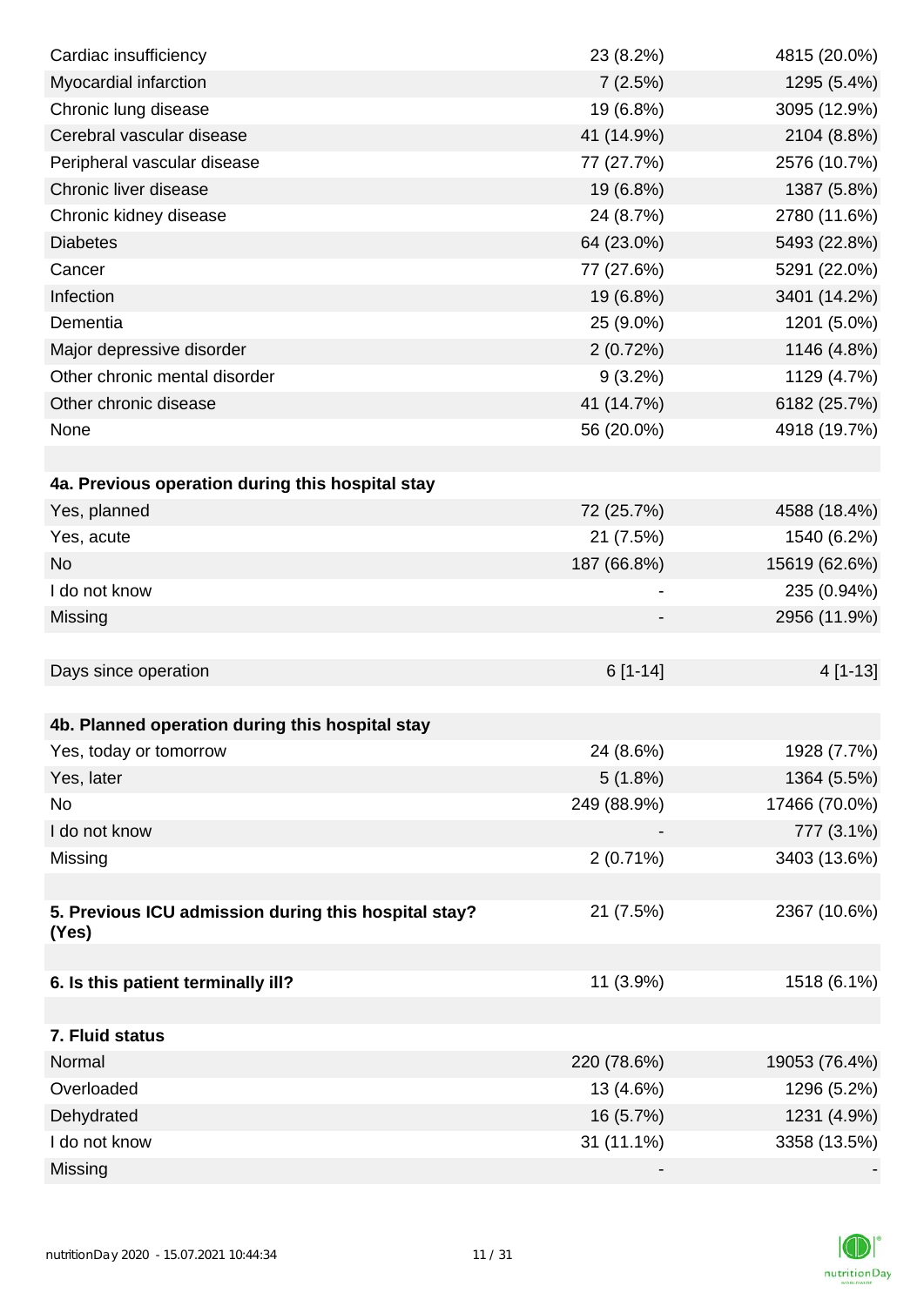| | | |
|---|---|---|
| Cardiac insufficiency | 23 (8.2%) | 4815 (20.0%) |
| Myocardial infarction | 7 (2.5%) | 1295 (5.4%) |
| Chronic lung disease | 19 (6.8%) | 3095 (12.9%) |
| Cerebral vascular disease | 41 (14.9%) | 2104 (8.8%) |
| Peripheral vascular disease | 77 (27.7%) | 2576 (10.7%) |
| Chronic liver disease | 19 (6.8%) | 1387 (5.8%) |
| Chronic kidney disease | 24 (8.7%) | 2780 (11.6%) |
| Diabetes | 64 (23.0%) | 5493 (22.8%) |
| Cancer | 77 (27.6%) | 5291 (22.0%) |
| Infection | 19 (6.8%) | 3401 (14.2%) |
| Dementia | 25 (9.0%) | 1201 (5.0%) |
| Major depressive disorder | 2 (0.72%) | 1146 (4.8%) |
| Other chronic mental disorder | 9 (3.2%) | 1129 (4.7%) |
| Other chronic disease | 41 (14.7%) | 6182 (25.7%) |
| None | 56 (20.0%) | 4918 (19.7%) |
| | | |
| **4a. Previous operation during this hospital stay** | | |
| Yes, planned | 72 (25.7%) | 4588 (18.4%) |
| Yes, acute | 21 (7.5%) | 1540 (6.2%) |
| No | 187 (66.8%) | 15619 (62.6%) |
| I do not know | - | 235 (0.94%) |
| Missing | - | 2956 (11.9%) |
| | | |
| Days since operation | 6 [1-14] | 4 [1-13] |
| | | |
| **4b. Planned operation during this hospital stay** | | |
| Yes, today or tomorrow | 24 (8.6%) | 1928 (7.7%) |
| Yes, later | 5 (1.8%) | 1364 (5.5%) |
| No | 249 (88.9%) | 17466 (70.0%) |
| I do not know | - | 777 (3.1%) |
| Missing | 2 (0.71%) | 3403 (13.6%) |
| | | |
| **5. Previous ICU admission during this hospital stay? (Yes)** | 21 (7.5%) | 2367 (10.6%) |
| | | |
| **6. Is this patient terminally ill?** | 11 (3.9%) | 1518 (6.1%) |
| | | |
| **7. Fluid status** | | |
| Normal | 220 (78.6%) | 19053 (76.4%) |
| Overloaded | 13 (4.6%) | 1296 (5.2%) |
| Dehydrated | 16 (5.7%) | 1231 (4.9%) |
| I do not know | 31 (11.1%) | 3358 (13.5%) |
| Missing | - | - |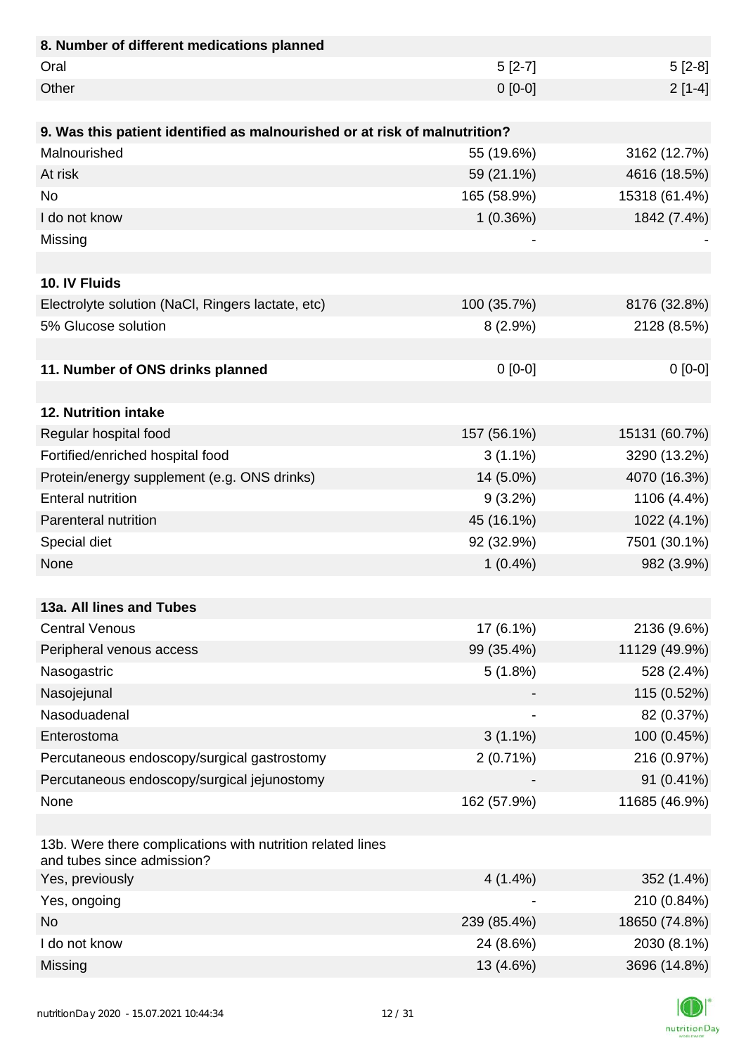| 8. Number of different medications planned | | |
|---|---|---|
| Oral | 5 [2-7] | 5 [2-8] |
| Other | 0 [0-0] | 2 [1-4] |

| 9. Was this patient identified as malnourished or at risk of malnutrition? | | |
|---|---|---|
| Malnourished | 55 (19.6%) | 3162 (12.7%) |
| At risk | 59 (21.1%) | 4616 (18.5%) |
| No | 165 (58.9%) | 15318 (61.4%) |
| I do not know | 1 (0.36%) | 1842 (7.4%) |
| Missing | - | - |

| 10. IV Fluids | | |
|---|---|---|
| Electrolyte solution (NaCl, Ringers lactate, etc) | 100 (35.7%) | 8176 (32.8%) |
| 5% Glucose solution | 8 (2.9%) | 2128 (8.5%) |

| 11. Number of ONS drinks planned | 0 [0-0] | 0 [0-0] |
|---|---|---|

| 12. Nutrition intake | | |
|---|---|---|
| Regular hospital food | 157 (56.1%) | 15131 (60.7%) |
| Fortified/enriched hospital food | 3 (1.1%) | 3290 (13.2%) |
| Protein/energy supplement (e.g. ONS drinks) | 14 (5.0%) | 4070 (16.3%) |
| Enteral nutrition | 9 (3.2%) | 1106 (4.4%) |
| Parenteral nutrition | 45 (16.1%) | 1022 (4.1%) |
| Special diet | 92 (32.9%) | 7501 (30.1%) |
| None | 1 (0.4%) | 982 (3.9%) |

| 13a. All lines and Tubes | | |
|---|---|---|
| Central Venous | 17 (6.1%) | 2136 (9.6%) |
| Peripheral venous access | 99 (35.4%) | 11129 (49.9%) |
| Nasogastric | 5 (1.8%) | 528 (2.4%) |
| Nasojejunal | - | 115 (0.52%) |
| Nasoduadenal | - | 82 (0.37%) |
| Enterostoma | 3 (1.1%) | 100 (0.45%) |
| Percutaneous endoscopy/surgical gastrostomy | 2 (0.71%) | 216 (0.97%) |
| Percutaneous endoscopy/surgical jejunostomy | - | 91 (0.41%) |
| None | 162 (57.9%) | 11685 (46.9%) |

| 13b. Were there complications with nutrition related lines and tubes since admission? | | |
|---|---|---|
| Yes, previously | 4 (1.4%) | 352 (1.4%) |
| Yes, ongoing | - | 210 (0.84%) |
| No | 239 (85.4%) | 18650 (74.8%) |
| I do not know | 24 (8.6%) | 2030 (8.1%) |
| Missing | 13 (4.6%) | 3696 (14.8%) |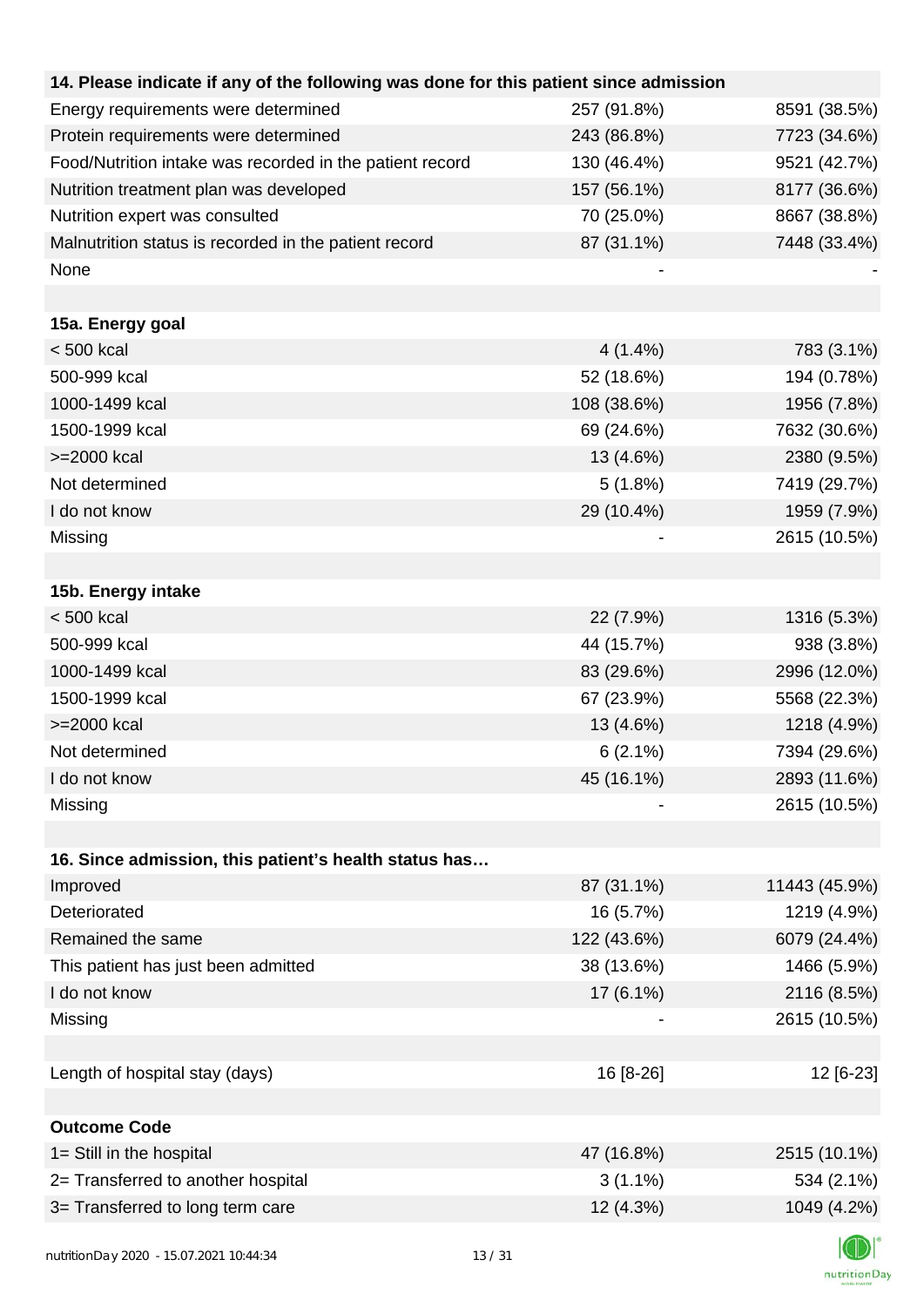| 14. Please indicate if any of the following was done for this patient since admission | | |
|---|---|---|
| Energy requirements were determined | 257 (91.8%) | 8591 (38.5%) |
| Protein requirements were determined | 243 (86.8%) | 7723 (34.6%) |
| Food/Nutrition intake was recorded in the patient record | 130 (46.4%) | 9521 (42.7%) |
| Nutrition treatment plan was developed | 157 (56.1%) | 8177 (36.6%) |
| Nutrition expert was consulted | 70 (25.0%) | 8667 (38.8%) |
| Malnutrition status is recorded in the patient record | 87 (31.1%) | 7448 (33.4%) |
| None | - | - |
| | | |
| **15a. Energy goal** | | |
| < 500 kcal | 4 (1.4%) | 783 (3.1%) |
| 500-999 kcal | 52 (18.6%) | 194 (0.78%) |
| 1000-1499 kcal | 108 (38.6%) | 1956 (7.8%) |
| 1500-1999 kcal | 69 (24.6%) | 7632 (30.6%) |
| >=2000 kcal | 13 (4.6%) | 2380 (9.5%) |
| Not determined | 5 (1.8%) | 7419 (29.7%) |
| I do not know | 29 (10.4%) | 1959 (7.9%) |
| Missing | - | 2615 (10.5%) |
| | | |
| **15b. Energy intake** | | |
| < 500 kcal | 22 (7.9%) | 1316 (5.3%) |
| 500-999 kcal | 44 (15.7%) | 938 (3.8%) |
| 1000-1499 kcal | 83 (29.6%) | 2996 (12.0%) |
| 1500-1999 kcal | 67 (23.9%) | 5568 (22.3%) |
| >=2000 kcal | 13 (4.6%) | 1218 (4.9%) |
| Not determined | 6 (2.1%) | 7394 (29.6%) |
| I do not know | 45 (16.1%) | 2893 (11.6%) |
| Missing | - | 2615 (10.5%) |
| | | |
| **16. Since admission, this patient's health status has…** | | |
| Improved | 87 (31.1%) | 11443 (45.9%) |
| Deteriorated | 16 (5.7%) | 1219 (4.9%) |
| Remained the same | 122 (43.6%) | 6079 (24.4%) |
| This patient has just been admitted | 38 (13.6%) | 1466 (5.9%) |
| I do not know | 17 (6.1%) | 2116 (8.5%) |
| Missing | - | 2615 (10.5%) |
| | | |
| Length of hospital stay (days) | 16 [8-26] | 12 [6-23] |
| | | |
| **Outcome Code** | | |
| 1= Still in the hospital | 47 (16.8%) | 2515 (10.1%) |
| 2= Transferred to another hospital | 3 (1.1%) | 534 (2.1%) |
| 3= Transferred to long term care | 12 (4.3%) | 1049 (4.2%) |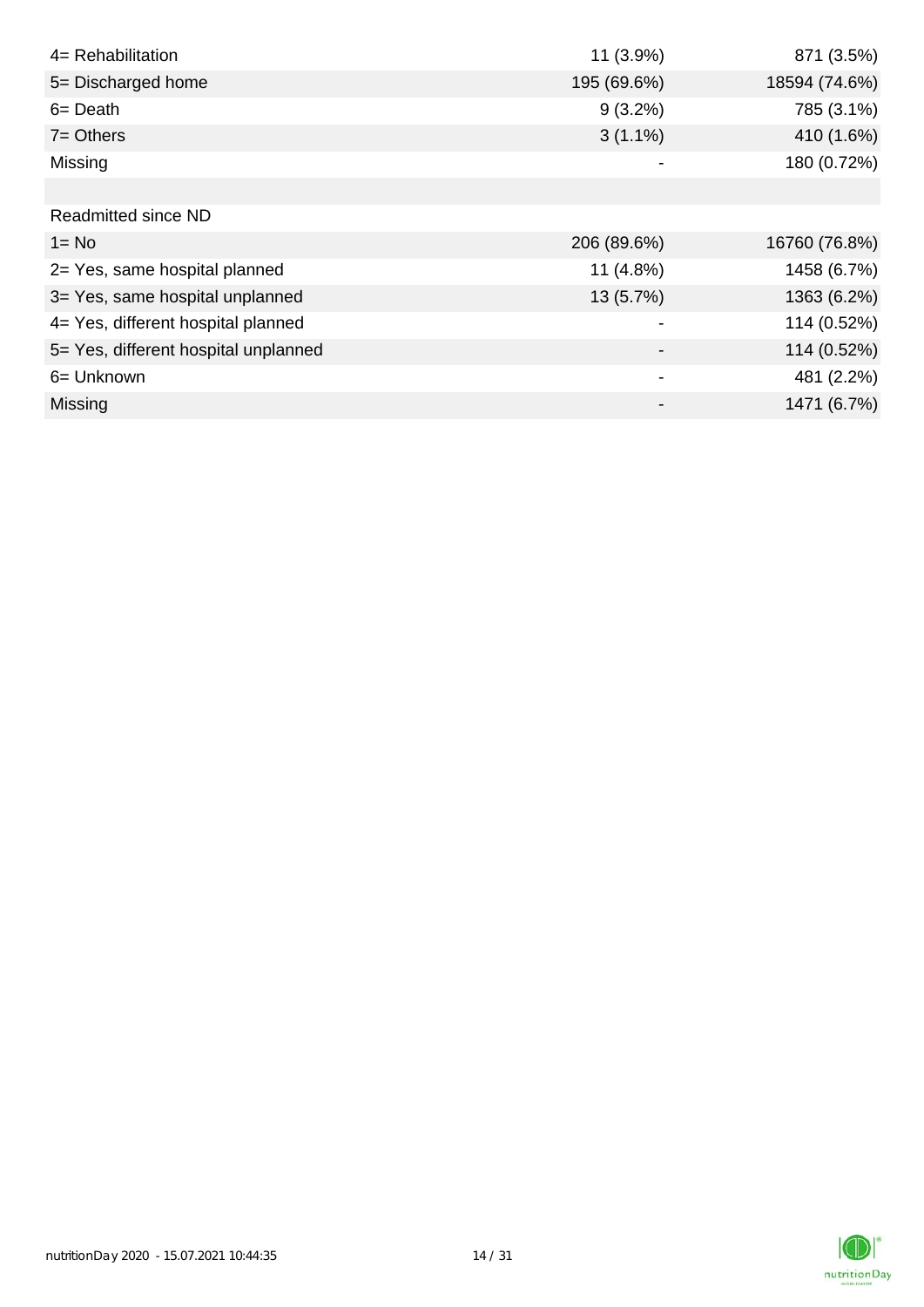| | | |
|---|---|---|
| 4= Rehabilitation | 11 (3.9%) | 871 (3.5%) |
| 5= Discharged home | 195 (69.6%) | 18594 (74.6%) |
| 6= Death | 9 (3.2%) | 785 (3.1%) |
| 7= Others | 3 (1.1%) | 410 (1.6%) |
| Missing | - | 180 (0.72%) |
| | | |
| Readmitted since ND | | |
| 1= No | 206 (89.6%) | 16760 (76.8%) |
| 2= Yes, same hospital planned | 11 (4.8%) | 1458 (6.7%) |
| 3= Yes, same hospital unplanned | 13 (5.7%) | 1363 (6.2%) |
| 4= Yes, different hospital planned | - | 114 (0.52%) |
| 5= Yes, different hospital unplanned | - | 114 (0.52%) |
| 6= Unknown | - | 481 (2.2%) |
| Missing | - | 1471 (6.7%) |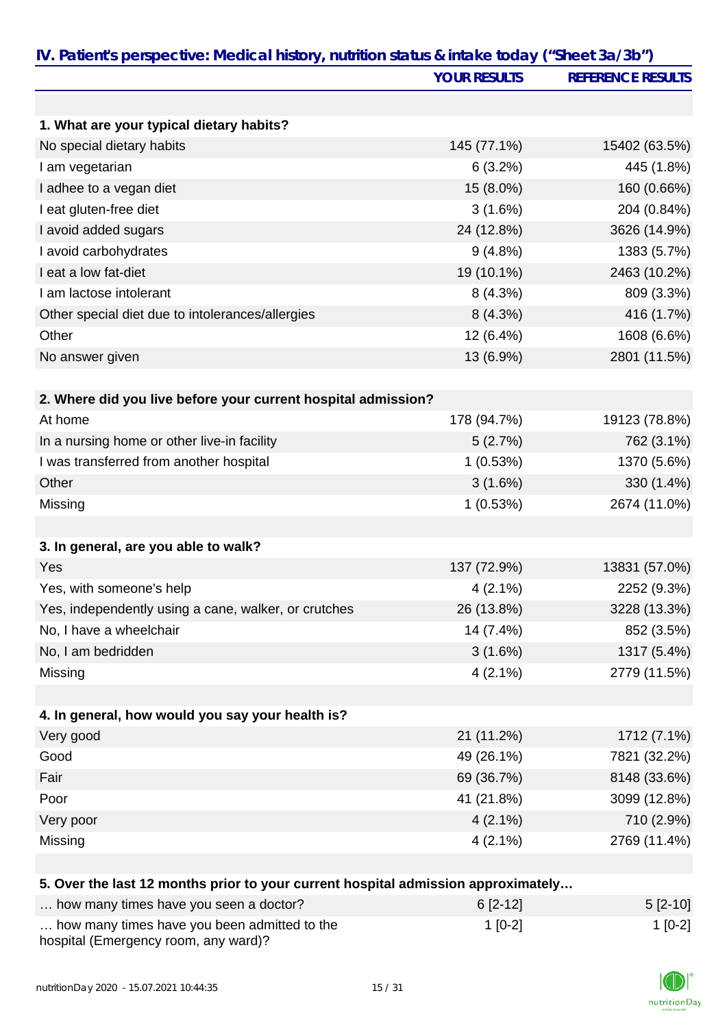## IV. Patient's perspective: Medical history, nutrition status & intake today ("Sheet 3a/3b")

| | YOUR RESULTS | REFERENCE RESULTS |
|---|---|---|
| **1. What are your typical dietary habits?** | | |
| No special dietary habits | 145 (77.1%) | 15402 (63.5%) |
| I am vegetarian | 6 (3.2%) | 445 (1.8%) |
| I adhee to a vegan diet | 15 (8.0%) | 160 (0.66%) |
| I eat gluten-free diet | 3 (1.6%) | 204 (0.84%) |
| I avoid added sugars | 24 (12.8%) | 3626 (14.9%) |
| I avoid carbohydrates | 9 (4.8%) | 1383 (5.7%) |
| I eat a low fat-diet | 19 (10.1%) | 2463 (10.2%) |
| I am lactose intolerant | 8 (4.3%) | 809 (3.3%) |
| Other special diet due to intolerances/allergies | 8 (4.3%) | 416 (1.7%) |
| Other | 12 (6.4%) | 1608 (6.6%) |
| No answer given | 13 (6.9%) | 2801 (11.5%) |
| **2. Where did you live before your current hospital admission?** | | |
| At home | 178 (94.7%) | 19123 (78.8%) |
| In a nursing home or other live-in facility | 5 (2.7%) | 762 (3.1%) |
| I was transferred from another hospital | 1 (0.53%) | 1370 (5.6%) |
| Other | 3 (1.6%) | 330 (1.4%) |
| Missing | 1 (0.53%) | 2674 (11.0%) |
| **3. In general, are you able to walk?** | | |
| Yes | 137 (72.9%) | 13831 (57.0%) |
| Yes, with someone's help | 4 (2.1%) | 2252 (9.3%) |
| Yes, independently using a cane, walker, or crutches | 26 (13.8%) | 3228 (13.3%) |
| No, I have a wheelchair | 14 (7.4%) | 852 (3.5%) |
| No, I am bedridden | 3 (1.6%) | 1317 (5.4%) |
| Missing | 4 (2.1%) | 2779 (11.5%) |
| **4. In general, how would you say your health is?** | | |
| Very good | 21 (11.2%) | 1712 (7.1%) |
| Good | 49 (26.1%) | 7821 (32.2%) |
| Fair | 69 (36.7%) | 8148 (33.6%) |
| Poor | 41 (21.8%) | 3099 (12.8%) |
| Very poor | 4 (2.1%) | 710 (2.9%) |
| Missing | 4 (2.1%) | 2769 (11.4%) |
| **5. Over the last 12 months prior to your current hospital admission approximately…** | | |
| … how many times have you seen a doctor? | 6 [2-12] | 5 [2-10] |
| … how many times have you been admitted to the hospital (Emergency room, any ward)? | 1 [0-2] | 1 [0-2] |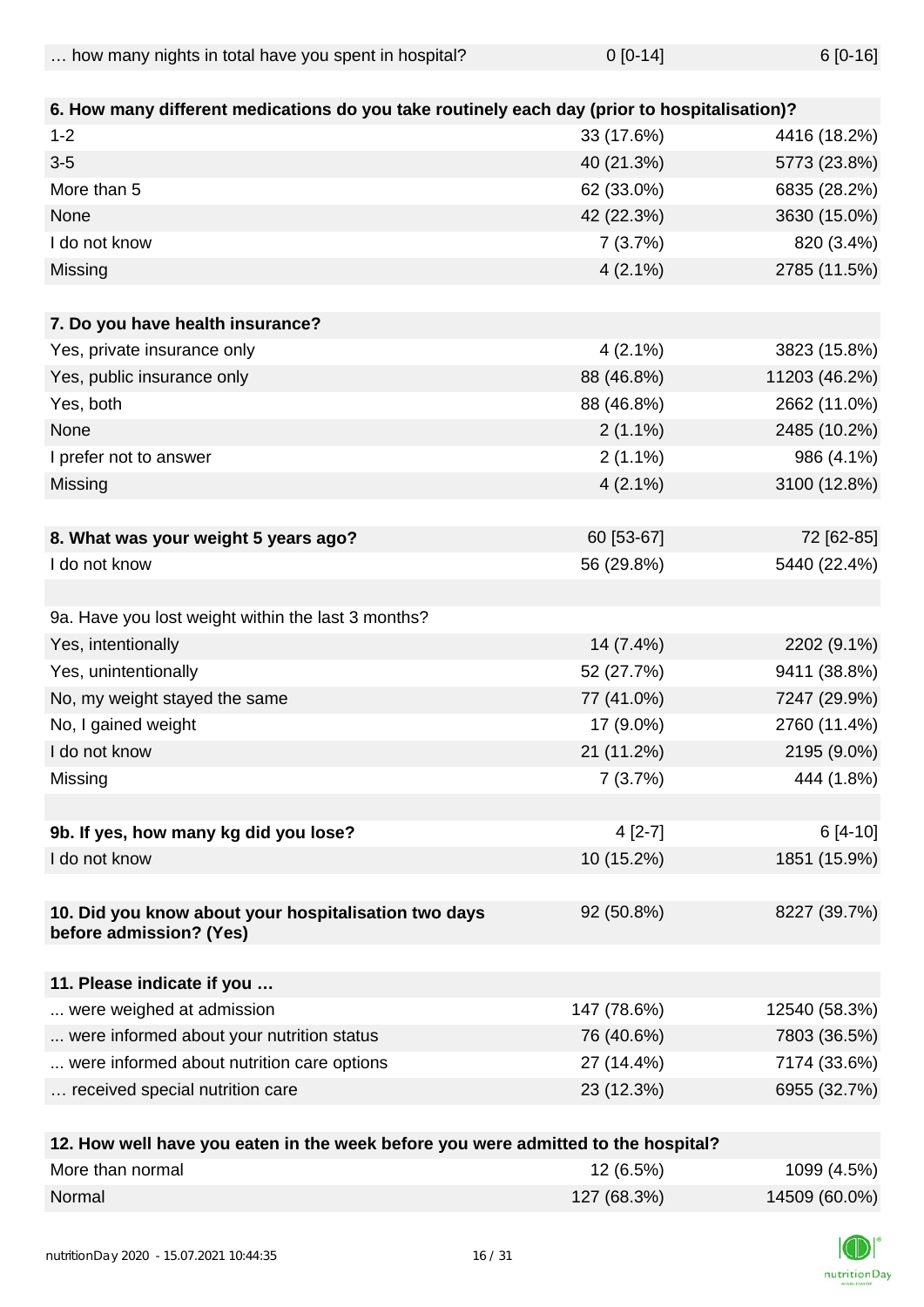| … how many nights in total have you spent in hospital? | 0 [0-14] | 6 [0-16] |
|---|---|---|
| | | |
| **6. How many different medications do you take routinely each day (prior to hospitalisation)?** | | |
| 1-2 | 33 (17.6%) | 4416 (18.2%) |
| 3-5 | 40 (21.3%) | 5773 (23.8%) |
| More than 5 | 62 (33.0%) | 6835 (28.2%) |
| None | 42 (22.3%) | 3630 (15.0%) |
| I do not know | 7 (3.7%) | 820 (3.4%) |
| Missing | 4 (2.1%) | 2785 (11.5%) |
| | | |
| **7. Do you have health insurance?** | | |
| Yes, private insurance only | 4 (2.1%) | 3823 (15.8%) |
| Yes, public insurance only | 88 (46.8%) | 11203 (46.2%) |
| Yes, both | 88 (46.8%) | 2662 (11.0%) |
| None | 2 (1.1%) | 2485 (10.2%) |
| I prefer not to answer | 2 (1.1%) | 986 (4.1%) |
| Missing | 4 (2.1%) | 3100 (12.8%) |
| | | |
| **8. What was your weight 5 years ago?** | 60 [53-67] | 72 [62-85] |
| I do not know | 56 (29.8%) | 5440 (22.4%) |
| | | |
| 9a. Have you lost weight within the last 3 months? | | |
| Yes, intentionally | 14 (7.4%) | 2202 (9.1%) |
| Yes, unintentionally | 52 (27.7%) | 9411 (38.8%) |
| No, my weight stayed the same | 77 (41.0%) | 7247 (29.9%) |
| No, I gained weight | 17 (9.0%) | 2760 (11.4%) |
| I do not know | 21 (11.2%) | 2195 (9.0%) |
| Missing | 7 (3.7%) | 444 (1.8%) |
| | | |
| **9b. If yes, how many kg did you lose?** | 4 [2-7] | 6 [4-10] |
| I do not know | 10 (15.2%) | 1851 (15.9%) |
| | | |
| **10. Did you know about your hospitalisation two days before admission? (Yes)** | 92 (50.8%) | 8227 (39.7%) |
| | | |
| **11. Please indicate if you …** | | |
| ... were weighed at admission | 147 (78.6%) | 12540 (58.3%) |
| ... were informed about your nutrition status | 76 (40.6%) | 7803 (36.5%) |
| ... were informed about nutrition care options | 27 (14.4%) | 7174 (33.6%) |
| … received special nutrition care | 23 (12.3%) | 6955 (32.7%) |
| | | |
| **12. How well have you eaten in the week before you were admitted to the hospital?** | | |
| More than normal | 12 (6.5%) | 1099 (4.5%) |
| Normal | 127 (68.3%) | 14509 (60.0%) |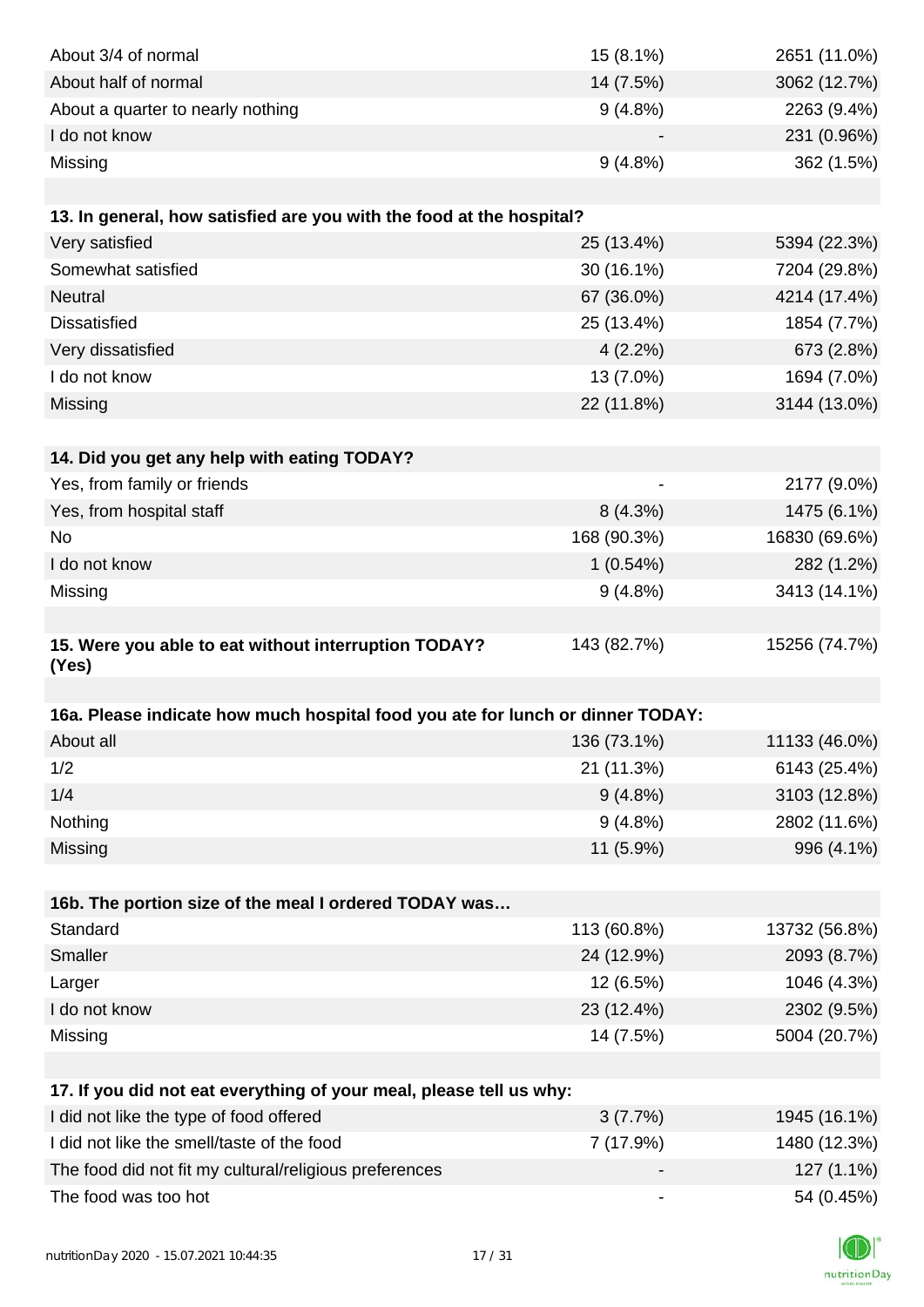| | | |
|---|---|---|
| About 3/4 of normal | 15 (8.1%) | 2651 (11.0%) |
| About half of normal | 14 (7.5%) | 3062 (12.7%) |
| About a quarter to nearly nothing | 9 (4.8%) | 2263 (9.4%) |
| I do not know | - | 231 (0.96%) |
| Missing | 9 (4.8%) | 362 (1.5%) |

| **13. In general, how satisfied are you with the food at the hospital?** | | |
|---|---|---|
| Very satisfied | 25 (13.4%) | 5394 (22.3%) |
| Somewhat satisfied | 30 (16.1%) | 7204 (29.8%) |
| Neutral | 67 (36.0%) | 4214 (17.4%) |
| Dissatisfied | 25 (13.4%) | 1854 (7.7%) |
| Very dissatisfied | 4 (2.2%) | 673 (2.8%) |
| I do not know | 13 (7.0%) | 1694 (7.0%) |
| Missing | 22 (11.8%) | 3144 (13.0%) |

| **14. Did you get any help with eating TODAY?** | | |
|---|---|---|
| Yes, from family or friends | - | 2177 (9.0%) |
| Yes, from hospital staff | 8 (4.3%) | 1475 (6.1%) |
| No | 168 (90.3%) | 16830 (69.6%) |
| I do not know | 1 (0.54%) | 282 (1.2%) |
| Missing | 9 (4.8%) | 3413 (14.1%) |

| **15. Were you able to eat without interruption TODAY? (Yes)** | 143 (82.7%) | 15256 (74.7%) |
|---|---|---|

| **16a. Please indicate how much hospital food you ate for lunch or dinner TODAY:** | | |
|---|---|---|
| About all | 136 (73.1%) | 11133 (46.0%) |
| 1/2 | 21 (11.3%) | 6143 (25.4%) |
| 1/4 | 9 (4.8%) | 3103 (12.8%) |
| Nothing | 9 (4.8%) | 2802 (11.6%) |
| Missing | 11 (5.9%) | 996 (4.1%) |

| **16b. The portion size of the meal I ordered TODAY was…** | | |
|---|---|---|
| Standard | 113 (60.8%) | 13732 (56.8%) |
| Smaller | 24 (12.9%) | 2093 (8.7%) |
| Larger | 12 (6.5%) | 1046 (4.3%) |
| I do not know | 23 (12.4%) | 2302 (9.5%) |
| Missing | 14 (7.5%) | 5004 (20.7%) |

| **17. If you did not eat everything of your meal, please tell us why:** | | |
|---|---|---|
| I did not like the type of food offered | 3 (7.7%) | 1945 (16.1%) |
| I did not like the smell/taste of the food | 7 (17.9%) | 1480 (12.3%) |
| The food did not fit my cultural/religious preferences | - | 127 (1.1%) |
| The food was too hot | - | 54 (0.45%) |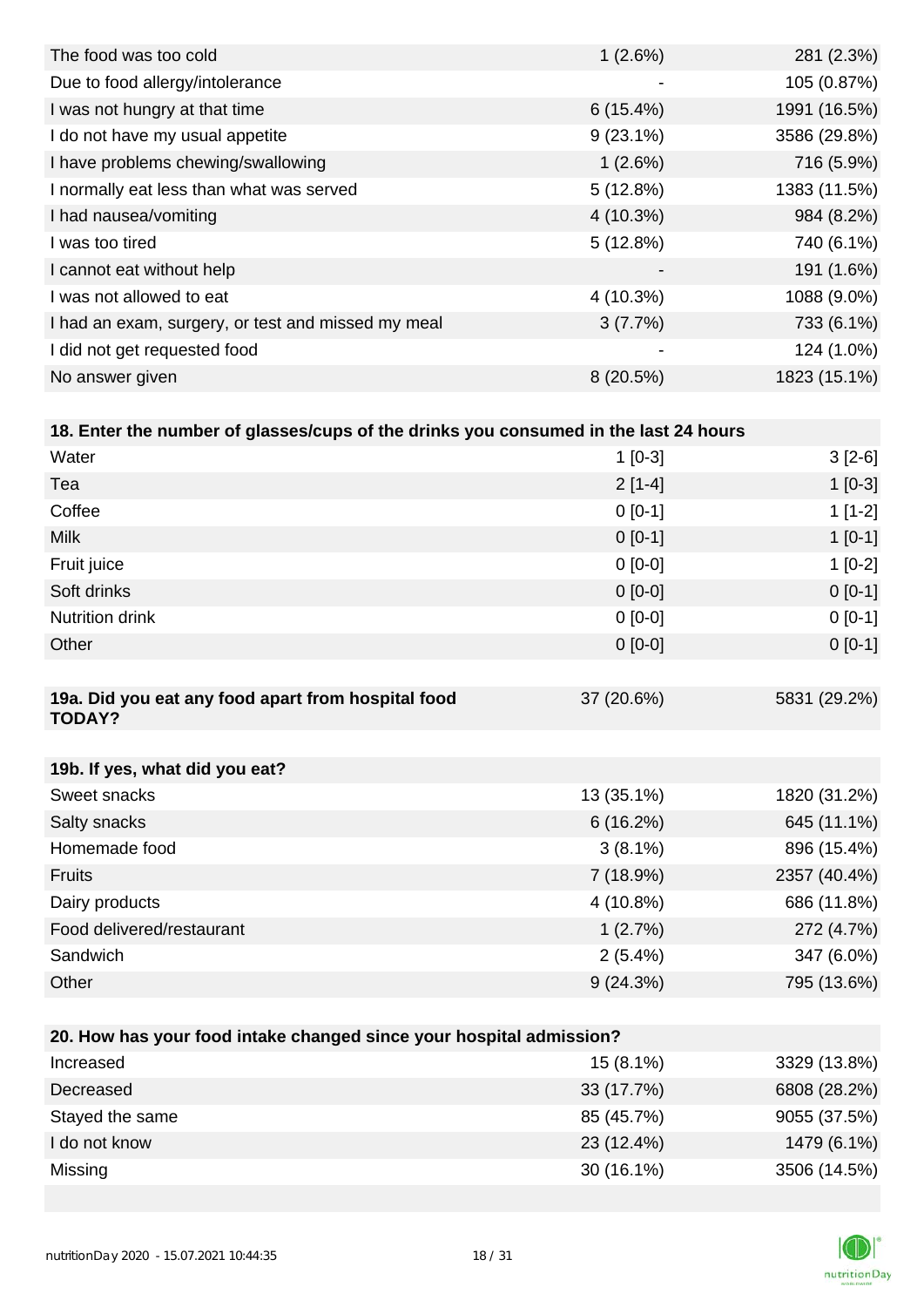| | | |
|---|---|---|
| The food was too cold | 1 (2.6%) | 281 (2.3%) |
| Due to food allergy/intolerance | - | 105 (0.87%) |
| I was not hungry at that time | 6 (15.4%) | 1991 (16.5%) |
| I do not have my usual appetite | 9 (23.1%) | 3586 (29.8%) |
| I have problems chewing/swallowing | 1 (2.6%) | 716 (5.9%) |
| I normally eat less than what was served | 5 (12.8%) | 1383 (11.5%) |
| I had nausea/vomiting | 4 (10.3%) | 984 (8.2%) |
| I was too tired | 5 (12.8%) | 740 (6.1%) |
| I cannot eat without help | - | 191 (1.6%) |
| I was not allowed to eat | 4 (10.3%) | 1088 (9.0%) |
| I had an exam, surgery, or test and missed my meal | 3 (7.7%) | 733 (6.1%) |
| I did not get requested food | - | 124 (1.0%) |
| No answer given | 8 (20.5%) | 1823 (15.1%) |

| **18. Enter the number of glasses/cups of the drinks you consumed in the last 24 hours** | | |
|---|---|---|
| Water | 1 [0-3] | 3 [2-6] |
| Tea | 2 [1-4] | 1 [0-3] |
| Coffee | 0 [0-1] | 1 [1-2] |
| Milk | 0 [0-1] | 1 [0-1] |
| Fruit juice | 0 [0-0] | 1 [0-2] |
| Soft drinks | 0 [0-0] | 0 [0-1] |
| Nutrition drink | 0 [0-0] | 0 [0-1] |
| Other | 0 [0-0] | 0 [0-1] |

| **19a. Did you eat any food apart from hospital food TODAY?** | 37 (20.6%) | 5831 (29.2%) |
|---|---|---|

| **19b. If yes, what did you eat?** | | |
|---|---|---|
| Sweet snacks | 13 (35.1%) | 1820 (31.2%) |
| Salty snacks | 6 (16.2%) | 645 (11.1%) |
| Homemade food | 3 (8.1%) | 896 (15.4%) |
| Fruits | 7 (18.9%) | 2357 (40.4%) |
| Dairy products | 4 (10.8%) | 686 (11.8%) |
| Food delivered/restaurant | 1 (2.7%) | 272 (4.7%) |
| Sandwich | 2 (5.4%) | 347 (6.0%) |
| Other | 9 (24.3%) | 795 (13.6%) |

| **20. How has your food intake changed since your hospital admission?** | | |
|---|---|---|
| Increased | 15 (8.1%) | 3329 (13.8%) |
| Decreased | 33 (17.7%) | 6808 (28.2%) |
| Stayed the same | 85 (45.7%) | 9055 (37.5%) |
| I do not know | 23 (12.4%) | 1479 (6.1%) |
| Missing | 30 (16.1%) | 3506 (14.5%) |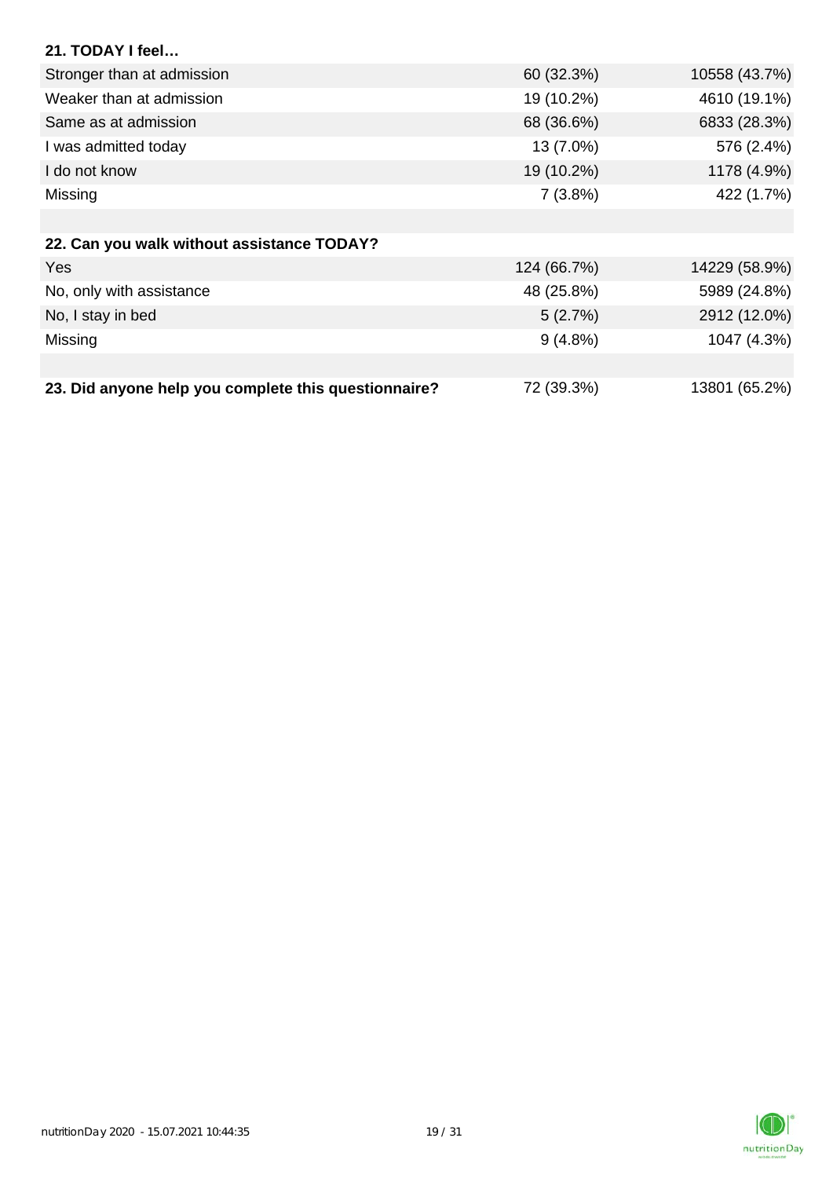| 21. TODAY I feel… | | |
|---|---|---|
| Stronger than at admission | 60 (32.3%) | 10558 (43.7%) |
| Weaker than at admission | 19 (10.2%) | 4610 (19.1%) |
| Same as at admission | 68 (36.6%) | 6833 (28.3%) |
| I was admitted today | 13 (7.0%) | 576 (2.4%) |
| I do not know | 19 (10.2%) | 1178 (4.9%) |
| Missing | 7 (3.8%) | 422 (1.7%) |

| 22. Can you walk without assistance TODAY? | | |
|---|---|---|
| Yes | 124 (66.7%) | 14229 (58.9%) |
| No, only with assistance | 48 (25.8%) | 5989 (24.8%) |
| No, I stay in bed | 5 (2.7%) | 2912 (12.0%) |
| Missing | 9 (4.8%) | 1047 (4.3%) |

| 23. Did anyone help you complete this questionnaire? | 72 (39.3%) | 13801 (65.2%) |
|---|---|---|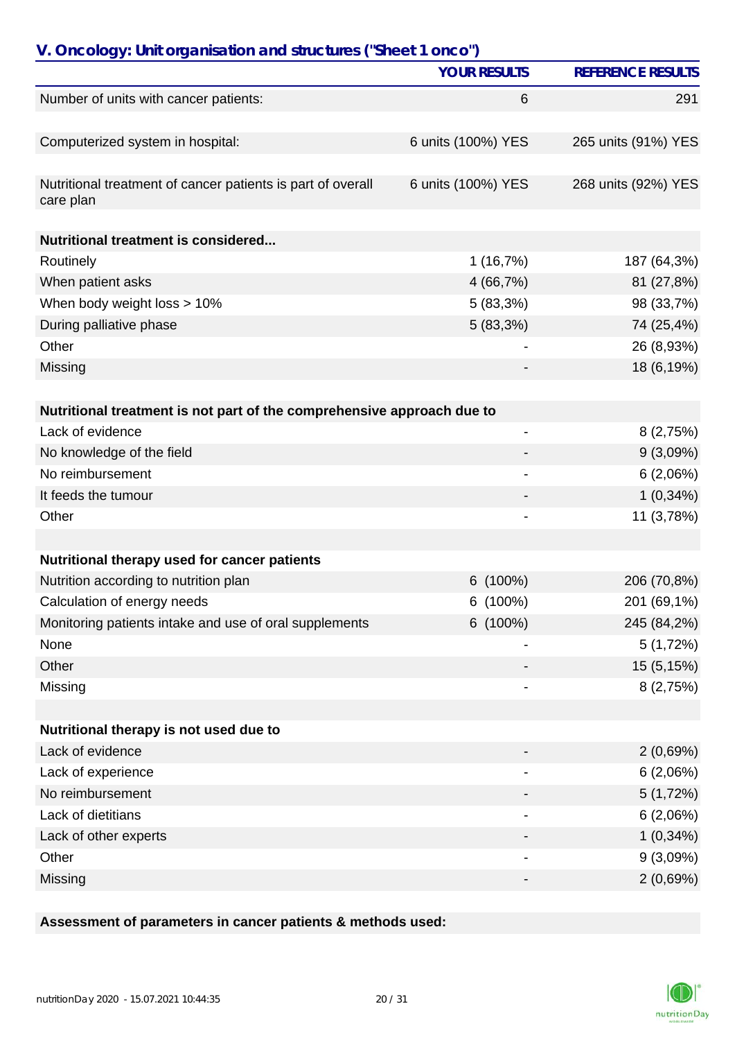## V. Oncology: Unit organisation and structures ("Sheet 1 onco")

| | YOUR RESULTS | REFERENCE RESULTS |
|---|---|---|
| Number of units with cancer patients: | 6 | 291 |
| Computerized system in hospital: | 6 units (100%) YES | 265 units (91%) YES |
| Nutritional treatment of cancer patients is part of overall care plan | 6 units (100%) YES | 268 units (92%) YES |
| **Nutritional treatment is considered...** | | |
| Routinely | 1 (16,7%) | 187 (64,3%) |
| When patient asks | 4 (66,7%) | 81 (27,8%) |
| When body weight loss > 10% | 5 (83,3%) | 98 (33,7%) |
| During palliative phase | 5 (83,3%) | 74 (25,4%) |
| Other | - | 26 (8,93%) |
| Missing | - | 18 (6,19%) |
| **Nutritional treatment is not part of the comprehensive approach due to** | | |
| Lack of evidence | - | 8 (2,75%) |
| No knowledge of the field | - | 9 (3,09%) |
| No reimbursement | - | 6 (2,06%) |
| It feeds the tumour | - | 1 (0,34%) |
| Other | - | 11 (3,78%) |
| **Nutritional therapy used for cancer patients** | | |
| Nutrition according to nutrition plan | 6 (100%) | 206 (70,8%) |
| Calculation of energy needs | 6 (100%) | 201 (69,1%) |
| Monitoring patients intake and use of oral supplements | 6 (100%) | 245 (84,2%) |
| None | - | 5 (1,72%) |
| Other | - | 15 (5,15%) |
| Missing | - | 8 (2,75%) |
| **Nutritional therapy is not used due to** | | |
| Lack of evidence | - | 2 (0,69%) |
| Lack of experience | - | 6 (2,06%) |
| No reimbursement | - | 5 (1,72%) |
| Lack of dietitians | - | 6 (2,06%) |
| Lack of other experts | - | 1 (0,34%) |
| Other | - | 9 (3,09%) |
| Missing | - | 2 (0,69%) |

**Assessment of parameters in cancer patients & methods used:**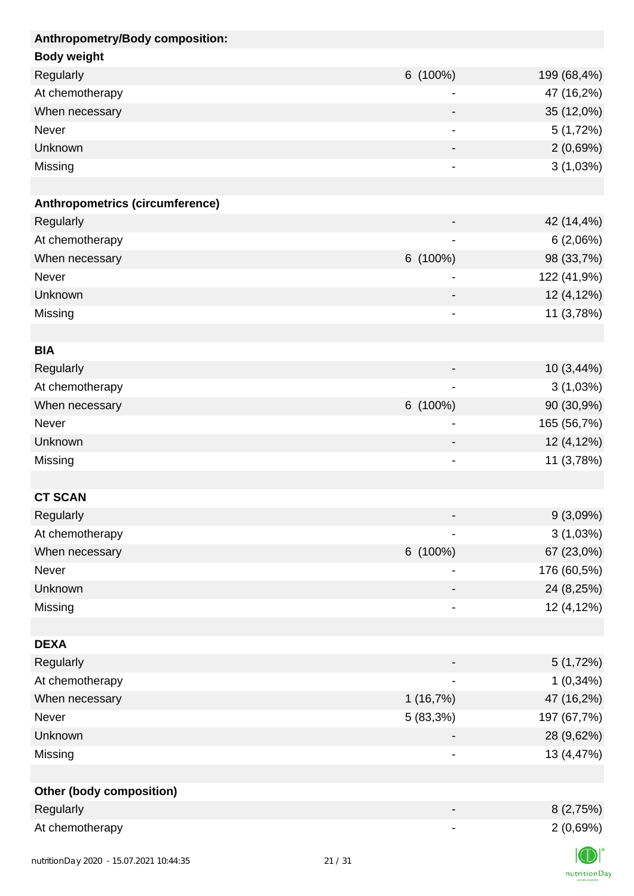| Anthropometry/Body composition: | | |
|---|---|---|
| **Body weight** | | |
| Regularly | 6 (100%) | 199 (68,4%) |
| At chemotherapy | - | 47 (16,2%) |
| When necessary | - | 35 (12,0%) |
| Never | - | 5 (1,72%) |
| Unknown | - | 2 (0,69%) |
| Missing | - | 3 (1,03%) |
| | | |
| **Anthropometrics (circumference)** | | |
| Regularly | - | 42 (14,4%) |
| At chemotherapy | - | 6 (2,06%) |
| When necessary | 6 (100%) | 98 (33,7%) |
| Never | - | 122 (41,9%) |
| Unknown | - | 12 (4,12%) |
| Missing | - | 11 (3,78%) |
| | | |
| **BIA** | | |
| Regularly | - | 10 (3,44%) |
| At chemotherapy | - | 3 (1,03%) |
| When necessary | 6 (100%) | 90 (30,9%) |
| Never | - | 165 (56,7%) |
| Unknown | - | 12 (4,12%) |
| Missing | - | 11 (3,78%) |
| | | |
| **CT SCAN** | | |
| Regularly | - | 9 (3,09%) |
| At chemotherapy | - | 3 (1,03%) |
| When necessary | 6 (100%) | 67 (23,0%) |
| Never | - | 176 (60,5%) |
| Unknown | - | 24 (8,25%) |
| Missing | - | 12 (4,12%) |
| | | |
| **DEXA** | | |
| Regularly | - | 5 (1,72%) |
| At chemotherapy | - | 1 (0,34%) |
| When necessary | 1 (16,7%) | 47 (16,2%) |
| Never | 5 (83,3%) | 197 (67,7%) |
| Unknown | - | 28 (9,62%) |
| Missing | - | 13 (4,47%) |
| | | |
| **Other (body composition)** | | |
| Regularly | - | 8 (2,75%) |
| At chemotherapy | - | 2 (0,69%) |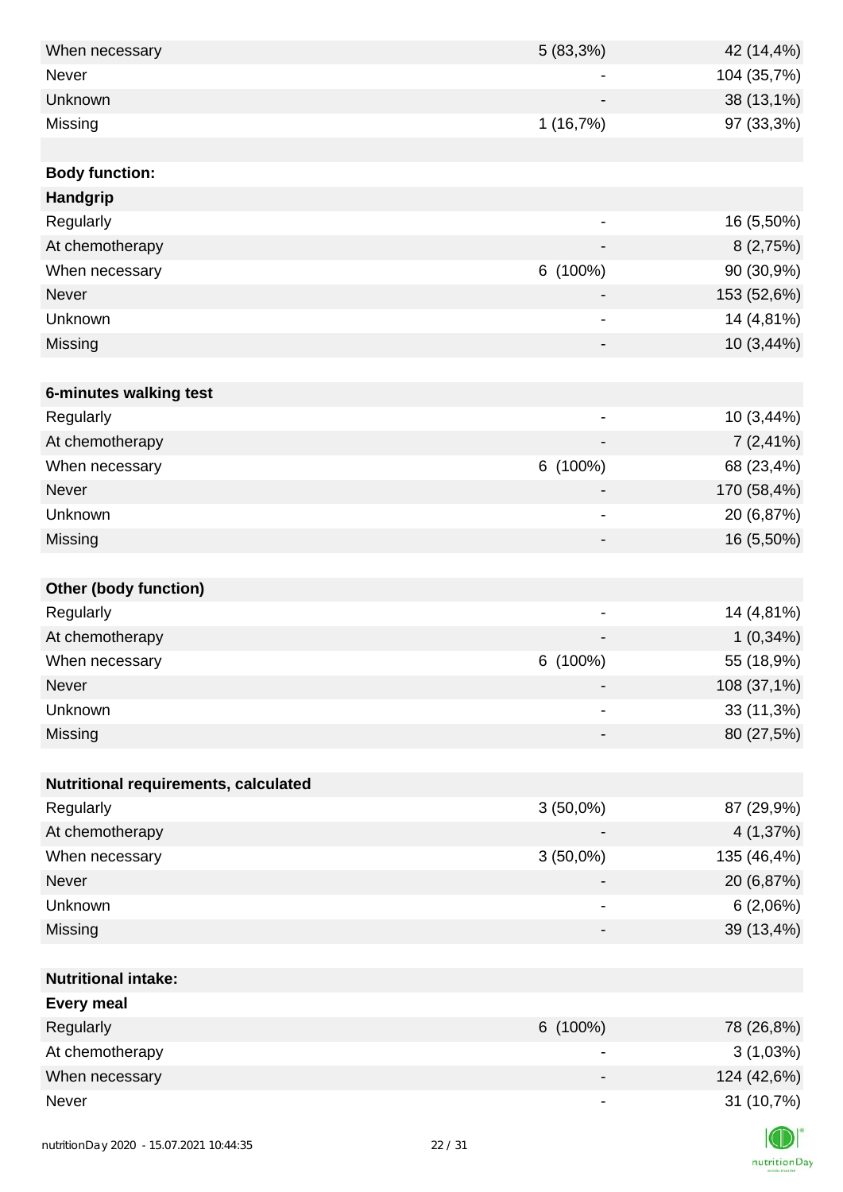| | | |
|---|---|---|
| When necessary | 5 (83,3%) | 42 (14,4%) |
| Never | - | 104 (35,7%) |
| Unknown | - | 38 (13,1%) |
| Missing | 1 (16,7%) | 97 (33,3%) |
| | | |
| **Body function:** | | |
| **Handgrip** | | |
| Regularly | - | 16 (5,50%) |
| At chemotherapy | - | 8 (2,75%) |
| When necessary | 6 (100%) | 90 (30,9%) |
| Never | - | 153 (52,6%) |
| Unknown | - | 14 (4,81%) |
| Missing | - | 10 (3,44%) |
| | | |
| **6-minutes walking test** | | |
| Regularly | - | 10 (3,44%) |
| At chemotherapy | - | 7 (2,41%) |
| When necessary | 6 (100%) | 68 (23,4%) |
| Never | - | 170 (58,4%) |
| Unknown | - | 20 (6,87%) |
| Missing | - | 16 (5,50%) |
| | | |
| **Other (body function)** | | |
| Regularly | - | 14 (4,81%) |
| At chemotherapy | - | 1 (0,34%) |
| When necessary | 6 (100%) | 55 (18,9%) |
| Never | - | 108 (37,1%) |
| Unknown | - | 33 (11,3%) |
| Missing | - | 80 (27,5%) |
| | | |
| **Nutritional requirements, calculated** | | |
| Regularly | 3 (50,0%) | 87 (29,9%) |
| At chemotherapy | - | 4 (1,37%) |
| When necessary | 3 (50,0%) | 135 (46,4%) |
| Never | - | 20 (6,87%) |
| Unknown | - | 6 (2,06%) |
| Missing | - | 39 (13,4%) |
| | | |
| **Nutritional intake:** | | |
| **Every meal** | | |
| Regularly | 6 (100%) | 78 (26,8%) |
| At chemotherapy | - | 3 (1,03%) |
| When necessary | - | 124 (42,6%) |
| Never | - | 31 (10,7%) |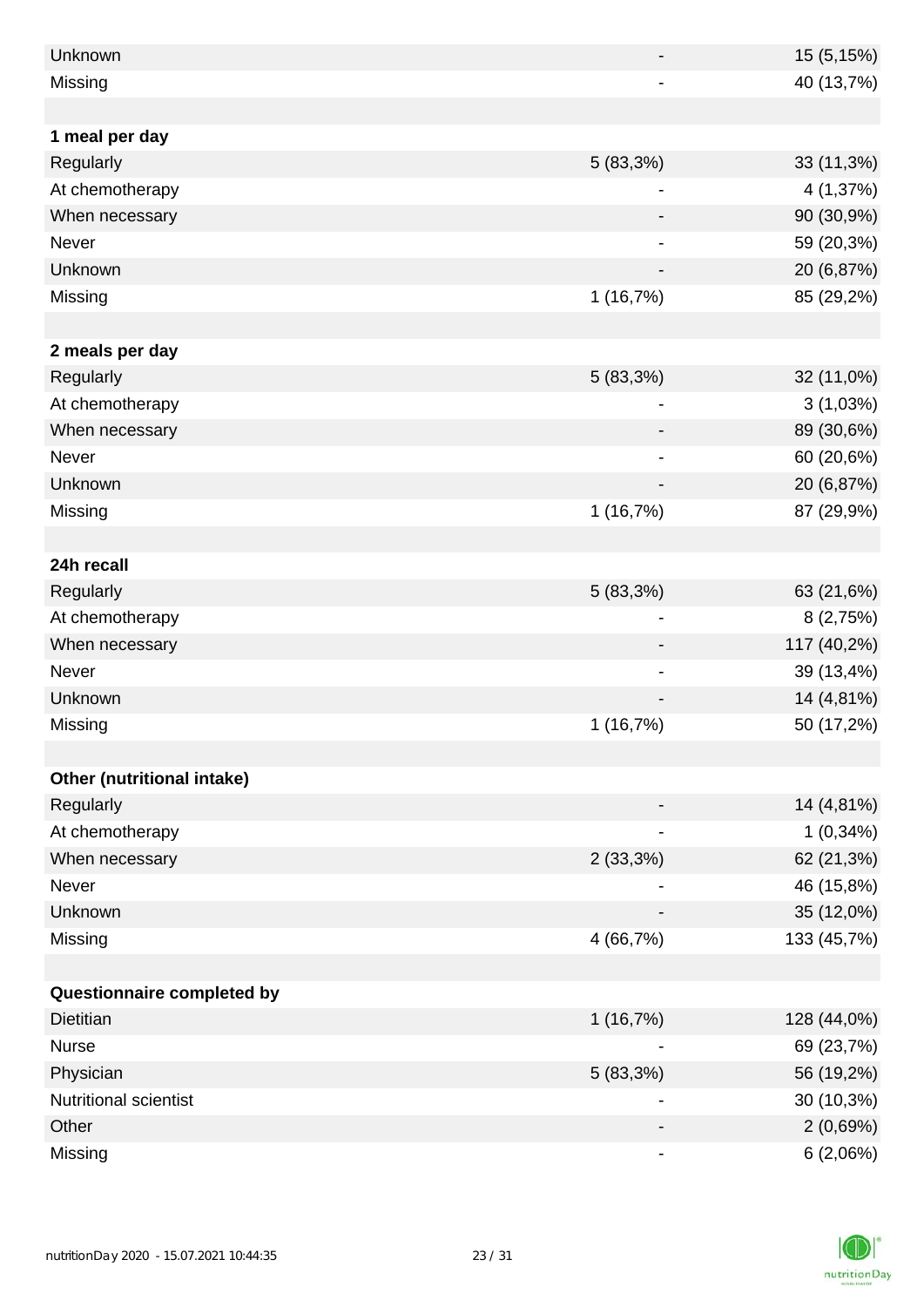| | | |
|---|---|---|
| Unknown | - | 15 (5,15%) |
| Missing | - | 40 (13,7%) |
| | | |
| **1 meal per day** | | |
| Regularly | 5 (83,3%) | 33 (11,3%) |
| At chemotherapy | - | 4 (1,37%) |
| When necessary | - | 90 (30,9%) |
| Never | - | 59 (20,3%) |
| Unknown | - | 20 (6,87%) |
| Missing | 1 (16,7%) | 85 (29,2%) |
| | | |
| **2 meals per day** | | |
| Regularly | 5 (83,3%) | 32 (11,0%) |
| At chemotherapy | - | 3 (1,03%) |
| When necessary | - | 89 (30,6%) |
| Never | - | 60 (20,6%) |
| Unknown | - | 20 (6,87%) |
| Missing | 1 (16,7%) | 87 (29,9%) |
| | | |
| **24h recall** | | |
| Regularly | 5 (83,3%) | 63 (21,6%) |
| At chemotherapy | - | 8 (2,75%) |
| When necessary | - | 117 (40,2%) |
| Never | - | 39 (13,4%) |
| Unknown | - | 14 (4,81%) |
| Missing | 1 (16,7%) | 50 (17,2%) |
| | | |
| **Other (nutritional intake)** | | |
| Regularly | - | 14 (4,81%) |
| At chemotherapy | - | 1 (0,34%) |
| When necessary | 2 (33,3%) | 62 (21,3%) |
| Never | - | 46 (15,8%) |
| Unknown | - | 35 (12,0%) |
| Missing | 4 (66,7%) | 133 (45,7%) |
| | | |
| **Questionnaire completed by** | | |
| Dietitian | 1 (16,7%) | 128 (44,0%) |
| Nurse | - | 69 (23,7%) |
| Physician | 5 (83,3%) | 56 (19,2%) |
| Nutritional scientist | - | 30 (10,3%) |
| Other | - | 2 (0,69%) |
| Missing | - | 6 (2,06%) |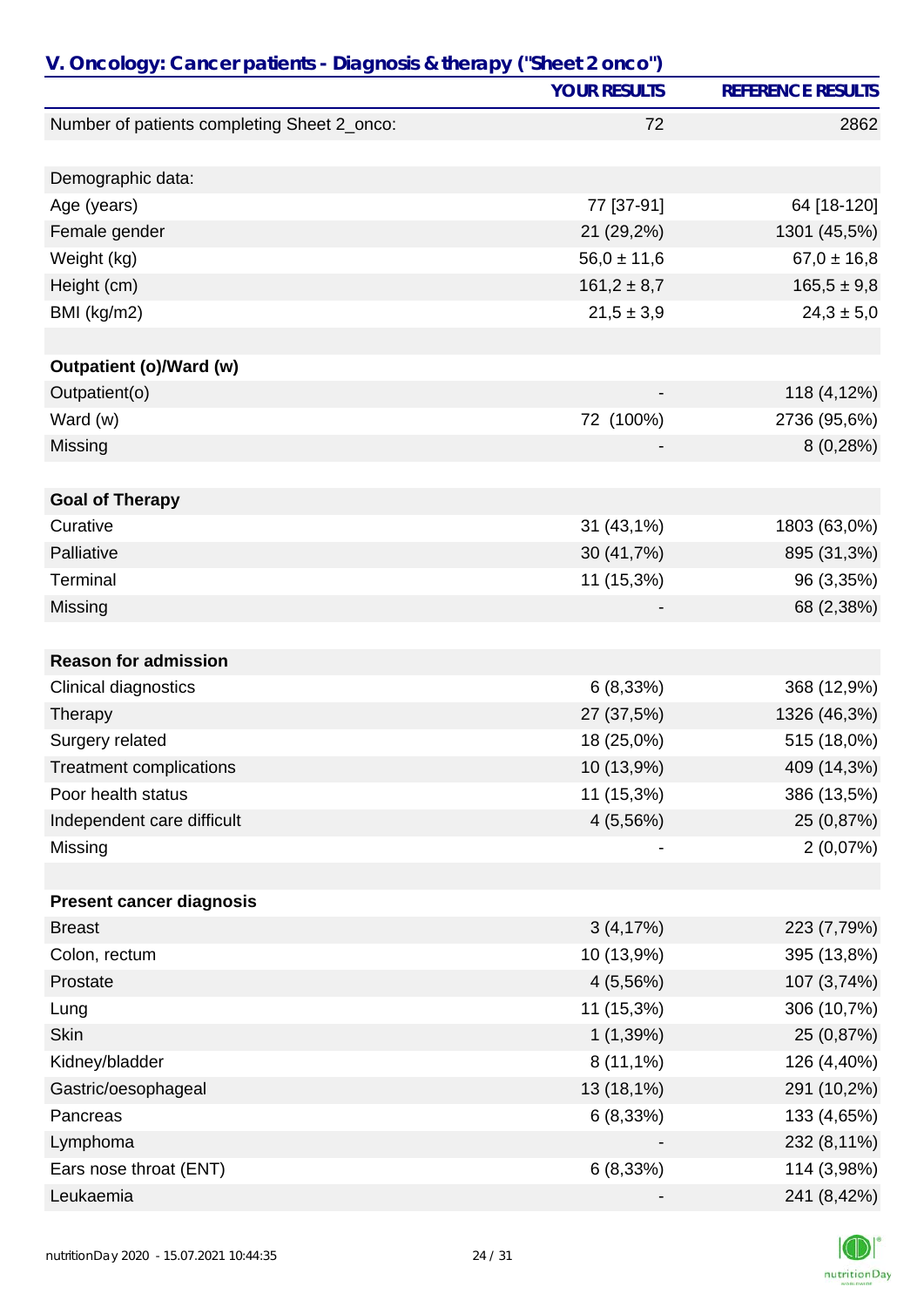## V. Oncology: Cancer patients - Diagnosis & therapy ("Sheet 2 onco")

| | YOUR RESULTS | REFERENCE RESULTS |
|---|---|---|
| Number of patients completing Sheet 2_onco: | 72 | 2862 |
| | | |
| Demographic data: | | |
| Age (years) | 77 [37-91] | 64 [18-120] |
| Female gender | 21 (29,2%) | 1301 (45,5%) |
| Weight (kg) | 56,0 ± 11,6 | 67,0 ± 16,8 |
| Height (cm) | 161,2 ± 8,7 | 165,5 ± 9,8 |
| BMI (kg/m2) | 21,5 ± 3,9 | 24,3 ± 5,0 |
| | | |
| **Outpatient (o)/Ward (w)** | | |
| Outpatient(o) | - | 118 (4,12%) |
| Ward (w) | 72 (100%) | 2736 (95,6%) |
| Missing | - | 8 (0,28%) |
| | | |
| **Goal of Therapy** | | |
| Curative | 31 (43,1%) | 1803 (63,0%) |
| Palliative | 30 (41,7%) | 895 (31,3%) |
| Terminal | 11 (15,3%) | 96 (3,35%) |
| Missing | - | 68 (2,38%) |
| | | |
| **Reason for admission** | | |
| Clinical diagnostics | 6 (8,33%) | 368 (12,9%) |
| Therapy | 27 (37,5%) | 1326 (46,3%) |
| Surgery related | 18 (25,0%) | 515 (18,0%) |
| Treatment complications | 10 (13,9%) | 409 (14,3%) |
| Poor health status | 11 (15,3%) | 386 (13,5%) |
| Independent care difficult | 4 (5,56%) | 25 (0,87%) |
| Missing | - | 2 (0,07%) |
| | | |
| **Present cancer diagnosis** | | |
| Breast | 3 (4,17%) | 223 (7,79%) |
| Colon, rectum | 10 (13,9%) | 395 (13,8%) |
| Prostate | 4 (5,56%) | 107 (3,74%) |
| Lung | 11 (15,3%) | 306 (10,7%) |
| Skin | 1 (1,39%) | 25 (0,87%) |
| Kidney/bladder | 8 (11,1%) | 126 (4,40%) |
| Gastric/oesophageal | 13 (18,1%) | 291 (10,2%) |
| Pancreas | 6 (8,33%) | 133 (4,65%) |
| Lymphoma | - | 232 (8,11%) |
| Ears nose throat (ENT) | 6 (8,33%) | 114 (3,98%) |
| Leukaemia | - | 241 (8,42%) |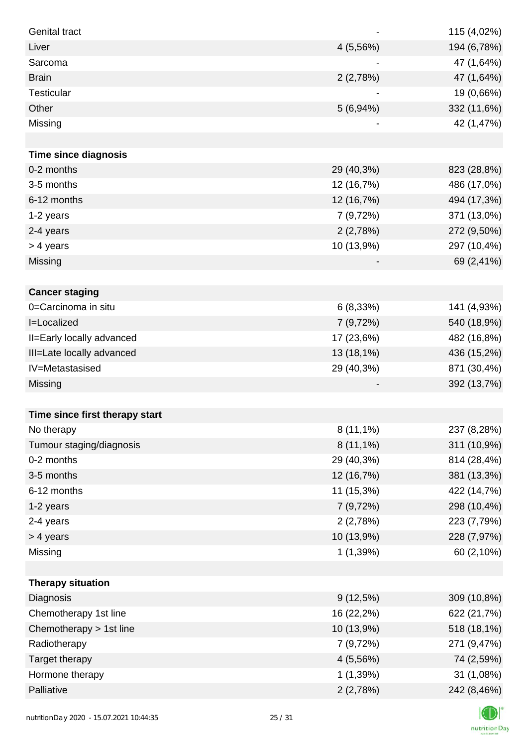| | | |
|---|---|---|
| Genital tract | - | 115 (4,02%) |
| Liver | 4 (5,56%) | 194 (6,78%) |
| Sarcoma | - | 47 (1,64%) |
| Brain | 2 (2,78%) | 47 (1,64%) |
| Testicular | - | 19 (0,66%) |
| Other | 5 (6,94%) | 332 (11,6%) |
| Missing | - | 42 (1,47%) |
| | | |
| **Time since diagnosis** | | |
| 0-2 months | 29 (40,3%) | 823 (28,8%) |
| 3-5 months | 12 (16,7%) | 486 (17,0%) |
| 6-12 months | 12 (16,7%) | 494 (17,3%) |
| 1-2 years | 7 (9,72%) | 371 (13,0%) |
| 2-4 years | 2 (2,78%) | 272 (9,50%) |
| > 4 years | 10 (13,9%) | 297 (10,4%) |
| Missing | - | 69 (2,41%) |
| | | |
| **Cancer staging** | | |
| 0=Carcinoma in situ | 6 (8,33%) | 141 (4,93%) |
| I=Localized | 7 (9,72%) | 540 (18,9%) |
| II=Early locally advanced | 17 (23,6%) | 482 (16,8%) |
| III=Late locally advanced | 13 (18,1%) | 436 (15,2%) |
| IV=Metastasised | 29 (40,3%) | 871 (30,4%) |
| Missing | - | 392 (13,7%) |
| | | |
| **Time since first therapy start** | | |
| No therapy | 8 (11,1%) | 237 (8,28%) |
| Tumour staging/diagnosis | 8 (11,1%) | 311 (10,9%) |
| 0-2 months | 29 (40,3%) | 814 (28,4%) |
| 3-5 months | 12 (16,7%) | 381 (13,3%) |
| 6-12 months | 11 (15,3%) | 422 (14,7%) |
| 1-2 years | 7 (9,72%) | 298 (10,4%) |
| 2-4 years | 2 (2,78%) | 223 (7,79%) |
| > 4 years | 10 (13,9%) | 228 (7,97%) |
| Missing | 1 (1,39%) | 60 (2,10%) |
| | | |
| **Therapy situation** | | |
| Diagnosis | 9 (12,5%) | 309 (10,8%) |
| Chemotherapy 1st line | 16 (22,2%) | 622 (21,7%) |
| Chemotherapy > 1st line | 10 (13,9%) | 518 (18,1%) |
| Radiotherapy | 7 (9,72%) | 271 (9,47%) |
| Target therapy | 4 (5,56%) | 74 (2,59%) |
| Hormone therapy | 1 (1,39%) | 31 (1,08%) |
| Palliative | 2 (2,78%) | 242 (8,46%) |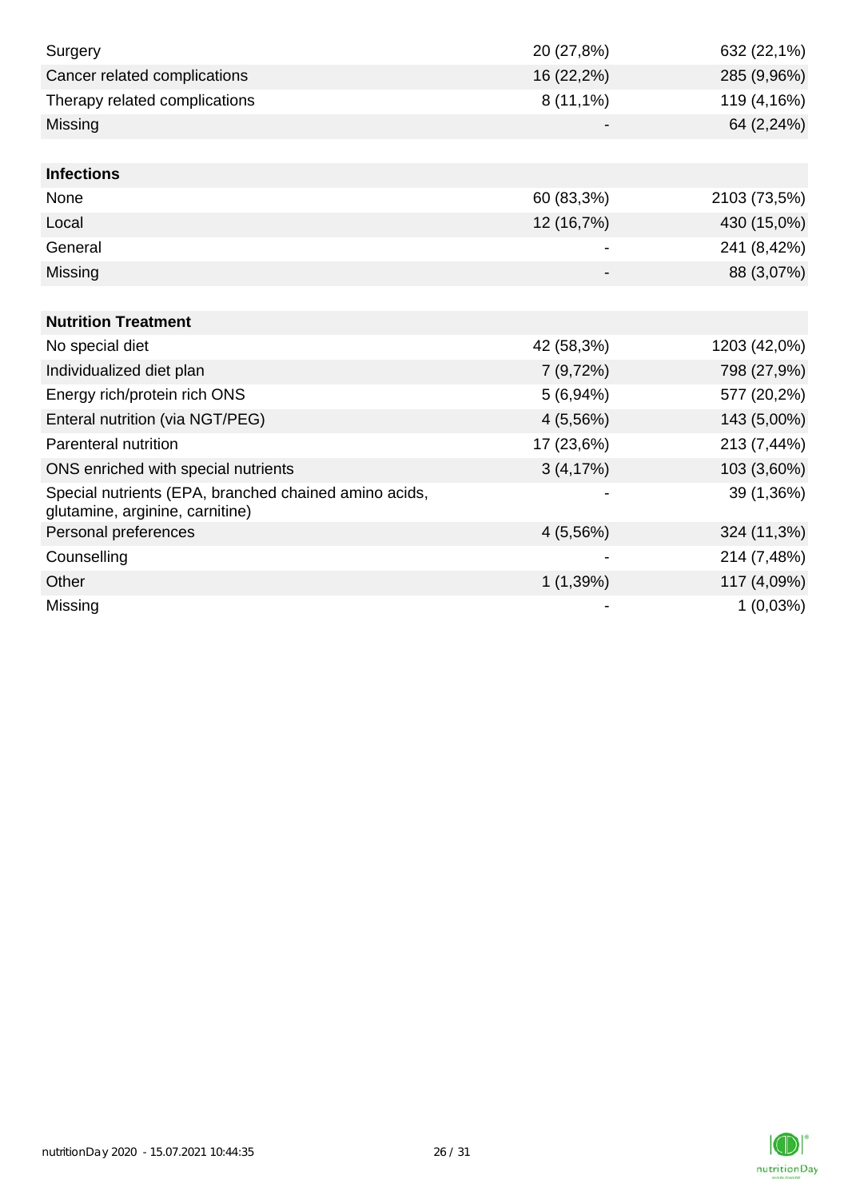| | | |
|---|---|---|
| Surgery | 20 (27,8%) | 632 (22,1%) |
| Cancer related complications | 16 (22,2%) | 285 (9,96%) |
| Therapy related complications | 8 (11,1%) | 119 (4,16%) |
| Missing | - | 64 (2,24%) |
| | | |
| **Infections** | | |
| None | 60 (83,3%) | 2103 (73,5%) |
| Local | 12 (16,7%) | 430 (15,0%) |
| General | - | 241 (8,42%) |
| Missing | - | 88 (3,07%) |
| | | |
| **Nutrition Treatment** | | |
| No special diet | 42 (58,3%) | 1203 (42,0%) |
| Individualized diet plan | 7 (9,72%) | 798 (27,9%) |
| Energy rich/protein rich ONS | 5 (6,94%) | 577 (20,2%) |
| Enteral nutrition (via NGT/PEG) | 4 (5,56%) | 143 (5,00%) |
| Parenteral nutrition | 17 (23,6%) | 213 (7,44%) |
| ONS enriched with special nutrients | 3 (4,17%) | 103 (3,60%) |
| Special nutrients (EPA, branched chained amino acids, glutamine, arginine, carnitine) | - | 39 (1,36%) |
| Personal preferences | 4 (5,56%) | 324 (11,3%) |
| Counselling | - | 214 (7,48%) |
| Other | 1 (1,39%) | 117 (4,09%) |
| Missing | - | 1 (0,03%) |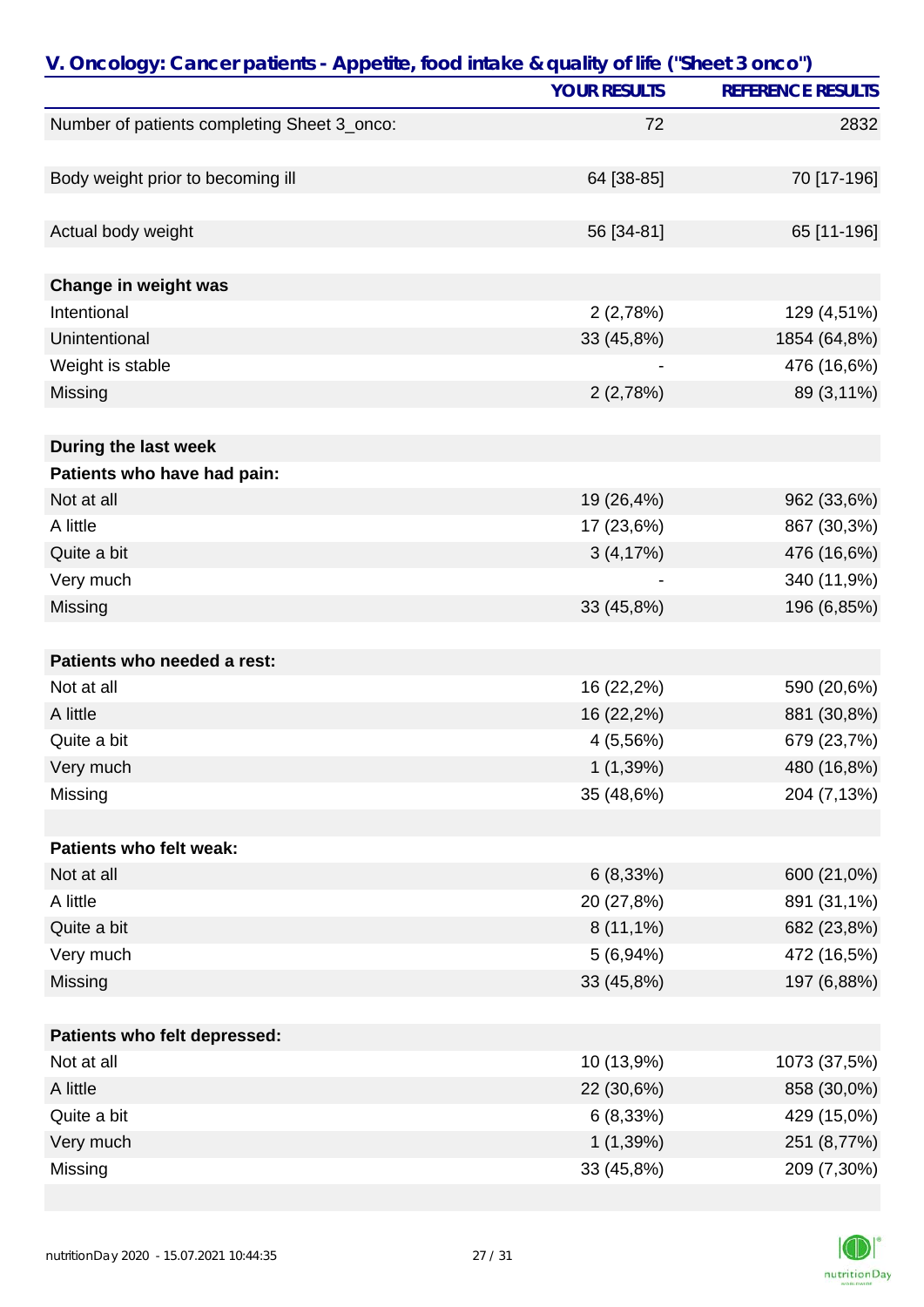## V. Oncology: Cancer patients - Appetite, food intake & quality of life ("Sheet 3 onco")

| | YOUR RESULTS | REFERENCE RESULTS |
|---|---|---|
| Number of patients completing Sheet 3_onco: | 72 | 2832 |
| | | |
| Body weight prior to becoming ill | 64 [38-85] | 70 [17-196] |
| | | |
| Actual body weight | 56 [34-81] | 65 [11-196] |
| | | |
| **Change in weight was** | | |
| Intentional | 2 (2,78%) | 129 (4,51%) |
| Unintentional | 33 (45,8%) | 1854 (64,8%) |
| Weight is stable | - | 476 (16,6%) |
| Missing | 2 (2,78%) | 89 (3,11%) |
| | | |
| **During the last week** | | |
| **Patients who have had pain:** | | |
| Not at all | 19 (26,4%) | 962 (33,6%) |
| A little | 17 (23,6%) | 867 (30,3%) |
| Quite a bit | 3 (4,17%) | 476 (16,6%) |
| Very much | - | 340 (11,9%) |
| Missing | 33 (45,8%) | 196 (6,85%) |
| | | |
| **Patients who needed a rest:** | | |
| Not at all | 16 (22,2%) | 590 (20,6%) |
| A little | 16 (22,2%) | 881 (30,8%) |
| Quite a bit | 4 (5,56%) | 679 (23,7%) |
| Very much | 1 (1,39%) | 480 (16,8%) |
| Missing | 35 (48,6%) | 204 (7,13%) |
| | | |
| **Patients who felt weak:** | | |
| Not at all | 6 (8,33%) | 600 (21,0%) |
| A little | 20 (27,8%) | 891 (31,1%) |
| Quite a bit | 8 (11,1%) | 682 (23,8%) |
| Very much | 5 (6,94%) | 472 (16,5%) |
| Missing | 33 (45,8%) | 197 (6,88%) |
| | | |
| **Patients who felt depressed:** | | |
| Not at all | 10 (13,9%) | 1073 (37,5%) |
| A little | 22 (30,6%) | 858 (30,0%) |
| Quite a bit | 6 (8,33%) | 429 (15,0%) |
| Very much | 1 (1,39%) | 251 (8,77%) |
| Missing | 33 (45,8%) | 209 (7,30%) |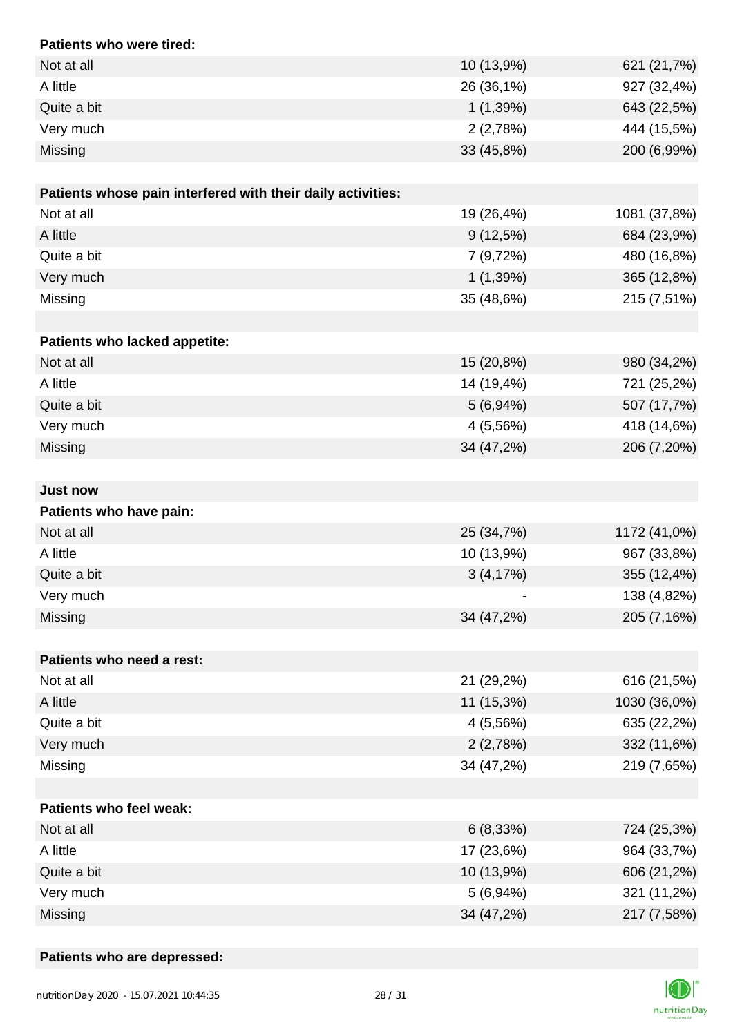| **Patients who were tired:** | | |
|---|---|---|
| Not at all | 10 (13,9%) | 621 (21,7%) |
| A little | 26 (36,1%) | 927 (32,4%) |
| Quite a bit | 1 (1,39%) | 643 (22,5%) |
| Very much | 2 (2,78%) | 444 (15,5%) |
| Missing | 33 (45,8%) | 200 (6,99%) |

| **Patients whose pain interfered with their daily activities:** | | |
|---|---|---|
| Not at all | 19 (26,4%) | 1081 (37,8%) |
| A little | 9 (12,5%) | 684 (23,9%) |
| Quite a bit | 7 (9,72%) | 480 (16,8%) |
| Very much | 1 (1,39%) | 365 (12,8%) |
| Missing | 35 (48,6%) | 215 (7,51%) |

| **Patients who lacked appetite:** | | |
|---|---|---|
| Not at all | 15 (20,8%) | 980 (34,2%) |
| A little | 14 (19,4%) | 721 (25,2%) |
| Quite a bit | 5 (6,94%) | 507 (17,7%) |
| Very much | 4 (5,56%) | 418 (14,6%) |
| Missing | 34 (47,2%) | 206 (7,20%) |

**Just now**

| **Patients who have pain:** | | |
|---|---|---|
| Not at all | 25 (34,7%) | 1172 (41,0%) |
| A little | 10 (13,9%) | 967 (33,8%) |
| Quite a bit | 3 (4,17%) | 355 (12,4%) |
| Very much | - | 138 (4,82%) |
| Missing | 34 (47,2%) | 205 (7,16%) |

| **Patients who need a rest:** | | |
|---|---|---|
| Not at all | 21 (29,2%) | 616 (21,5%) |
| A little | 11 (15,3%) | 1030 (36,0%) |
| Quite a bit | 4 (5,56%) | 635 (22,2%) |
| Very much | 2 (2,78%) | 332 (11,6%) |
| Missing | 34 (47,2%) | 219 (7,65%) |

| **Patients who feel weak:** | | |
|---|---|---|
| Not at all | 6 (8,33%) | 724 (25,3%) |
| A little | 17 (23,6%) | 964 (33,7%) |
| Quite a bit | 10 (13,9%) | 606 (21,2%) |
| Very much | 5 (6,94%) | 321 (11,2%) |
| Missing | 34 (47,2%) | 217 (7,58%) |

**Patients who are depressed:**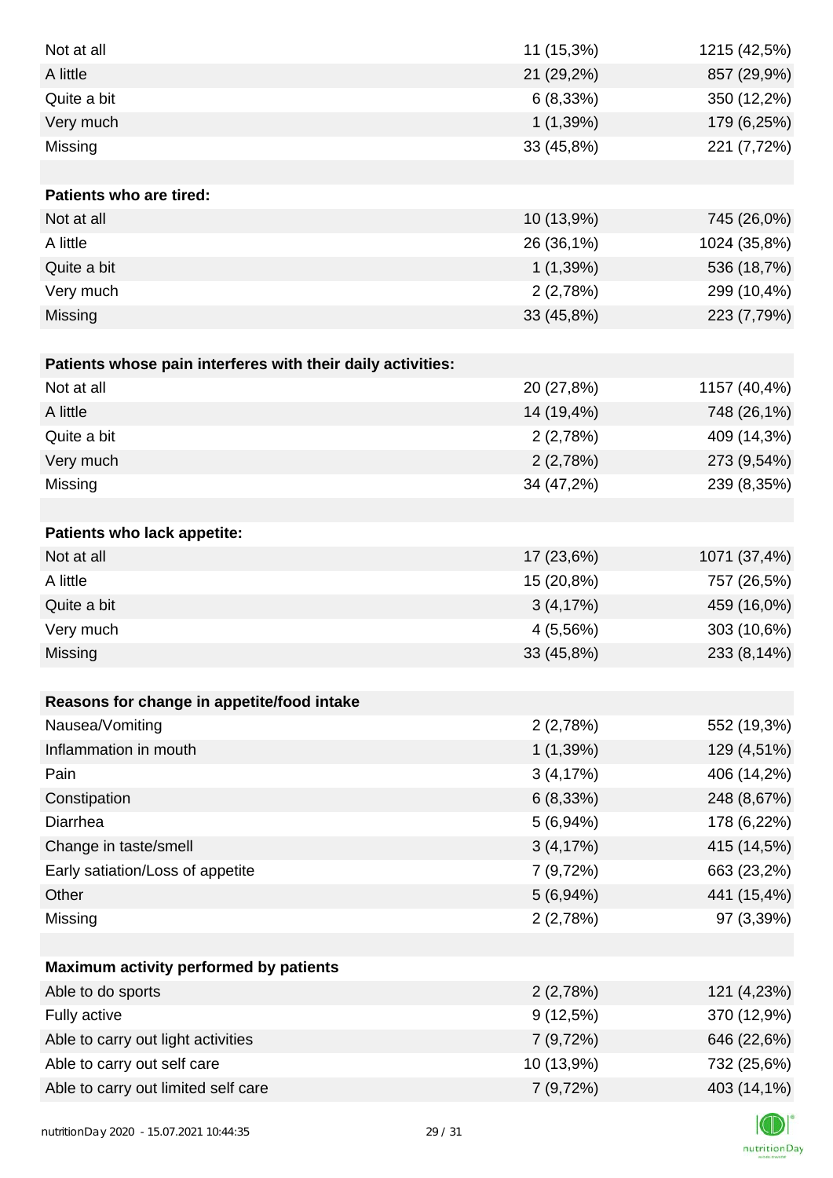| | | |
|---|---|---|
| Not at all | 11 (15,3%) | 1215 (42,5%) |
| A little | 21 (29,2%) | 857 (29,9%) |
| Quite a bit | 6 (8,33%) | 350 (12,2%) |
| Very much | 1 (1,39%) | 179 (6,25%) |
| Missing | 33 (45,8%) | 221 (7,72%) |
| | | |
| **Patients who are tired:** | | |
| Not at all | 10 (13,9%) | 745 (26,0%) |
| A little | 26 (36,1%) | 1024 (35,8%) |
| Quite a bit | 1 (1,39%) | 536 (18,7%) |
| Very much | 2 (2,78%) | 299 (10,4%) |
| Missing | 33 (45,8%) | 223 (7,79%) |
| | | |
| **Patients whose pain interferes with their daily activities:** | | |
| Not at all | 20 (27,8%) | 1157 (40,4%) |
| A little | 14 (19,4%) | 748 (26,1%) |
| Quite a bit | 2 (2,78%) | 409 (14,3%) |
| Very much | 2 (2,78%) | 273 (9,54%) |
| Missing | 34 (47,2%) | 239 (8,35%) |
| | | |
| **Patients who lack appetite:** | | |
| Not at all | 17 (23,6%) | 1071 (37,4%) |
| A little | 15 (20,8%) | 757 (26,5%) |
| Quite a bit | 3 (4,17%) | 459 (16,0%) |
| Very much | 4 (5,56%) | 303 (10,6%) |
| Missing | 33 (45,8%) | 233 (8,14%) |
| | | |
| **Reasons for change in appetite/food intake** | | |
| Nausea/Vomiting | 2 (2,78%) | 552 (19,3%) |
| Inflammation in mouth | 1 (1,39%) | 129 (4,51%) |
| Pain | 3 (4,17%) | 406 (14,2%) |
| Constipation | 6 (8,33%) | 248 (8,67%) |
| Diarrhea | 5 (6,94%) | 178 (6,22%) |
| Change in taste/smell | 3 (4,17%) | 415 (14,5%) |
| Early satiation/Loss of appetite | 7 (9,72%) | 663 (23,2%) |
| Other | 5 (6,94%) | 441 (15,4%) |
| Missing | 2 (2,78%) | 97 (3,39%) |
| | | |
| **Maximum activity performed by patients** | | |
| Able to do sports | 2 (2,78%) | 121 (4,23%) |
| Fully active | 9 (12,5%) | 370 (12,9%) |
| Able to carry out light activities | 7 (9,72%) | 646 (22,6%) |
| Able to carry out self care | 10 (13,9%) | 732 (25,6%) |
| Able to carry out limited self care | 7 (9,72%) | 403 (14,1%) |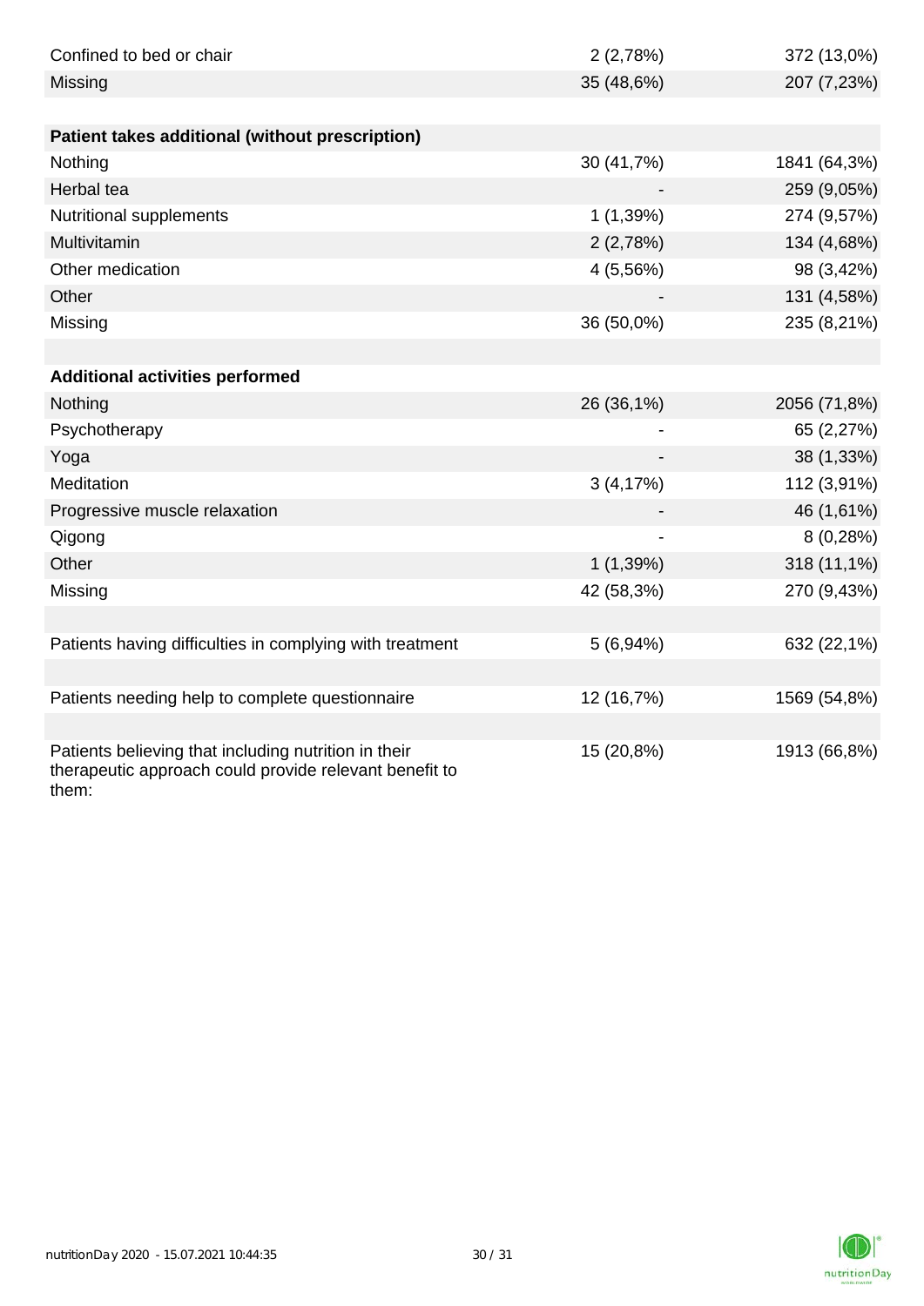| | | |
|---|---|---|
| Confined to bed or chair | 2 (2,78%) | 372 (13,0%) |
| Missing | 35 (48,6%) | 207 (7,23%) |
| | | |
| **Patient takes additional (without prescription)** | | |
| Nothing | 30 (41,7%) | 1841 (64,3%) |
| Herbal tea | - | 259 (9,05%) |
| Nutritional supplements | 1 (1,39%) | 274 (9,57%) |
| Multivitamin | 2 (2,78%) | 134 (4,68%) |
| Other medication | 4 (5,56%) | 98 (3,42%) |
| Other | - | 131 (4,58%) |
| Missing | 36 (50,0%) | 235 (8,21%) |
| | | |
| **Additional activities performed** | | |
| Nothing | 26 (36,1%) | 2056 (71,8%) |
| Psychotherapy | - | 65 (2,27%) |
| Yoga | - | 38 (1,33%) |
| Meditation | 3 (4,17%) | 112 (3,91%) |
| Progressive muscle relaxation | - | 46 (1,61%) |
| Qigong | - | 8 (0,28%) |
| Other | 1 (1,39%) | 318 (11,1%) |
| Missing | 42 (58,3%) | 270 (9,43%) |
| | | |
| Patients having difficulties in complying with treatment | 5 (6,94%) | 632 (22,1%) |
| | | |
| Patients needing help to complete questionnaire | 12 (16,7%) | 1569 (54,8%) |
| | | |
| Patients believing that including nutrition in their therapeutic approach could provide relevant benefit to them: | 15 (20,8%) | 1913 (66,8%) |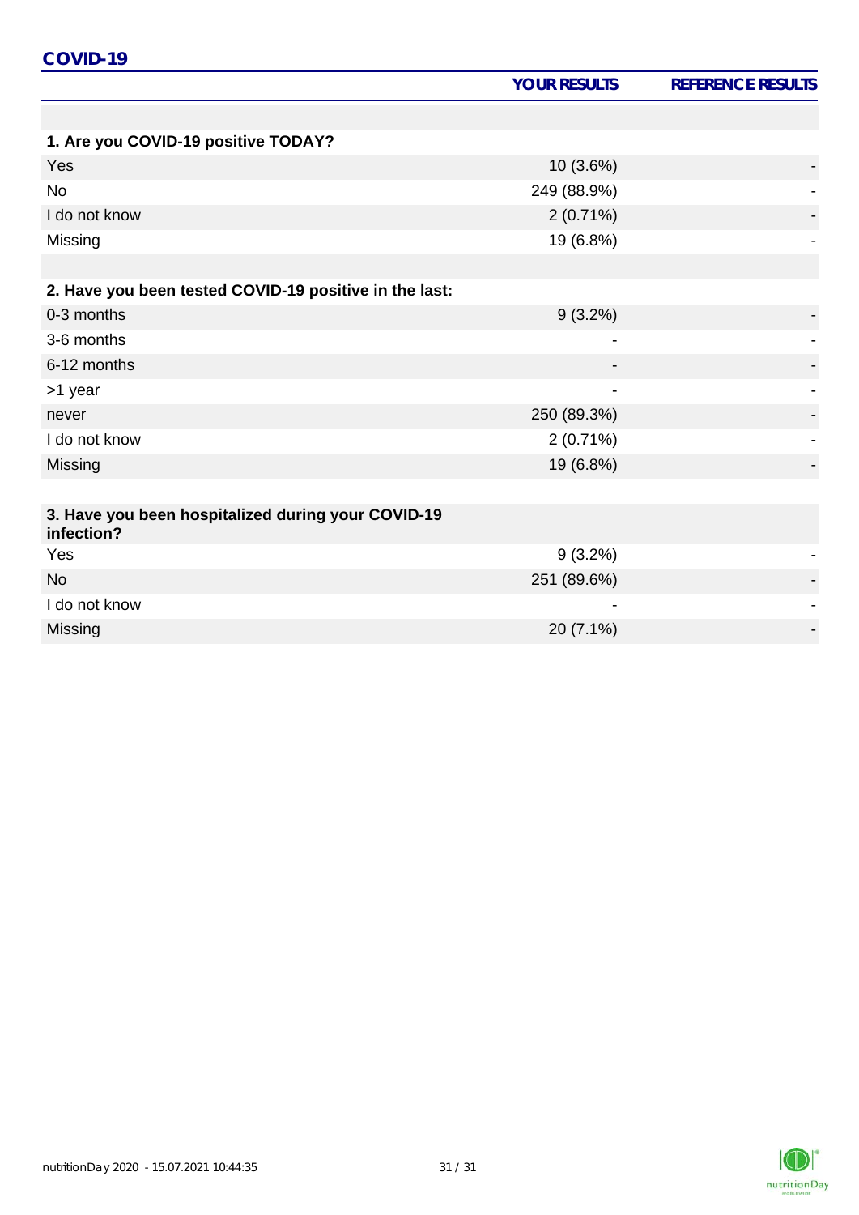## COVID-19

| | YOUR RESULTS | REFERENCE RESULTS |
|---|---|---|
| **1. Are you COVID-19 positive TODAY?** | | |
| Yes | 10 (3.6%) | - |
| No | 249 (88.9%) | - |
| I do not know | 2 (0.71%) | - |
| Missing | 19 (6.8%) | - |
| **2. Have you been tested COVID-19 positive in the last:** | | |
| 0-3 months | 9 (3.2%) | - |
| 3-6 months | - | - |
| 6-12 months | - | - |
| >1 year | - | - |
| never | 250 (89.3%) | - |
| I do not know | 2 (0.71%) | - |
| Missing | 19 (6.8%) | - |
| **3. Have you been hospitalized during your COVID-19 infection?** | | |
| Yes | 9 (3.2%) | - |
| No | 251 (89.6%) | - |
| I do not know | - | - |
| Missing | 20 (7.1%) | - |

nutritionDay 2020 - 15.07.2021 10:44:35